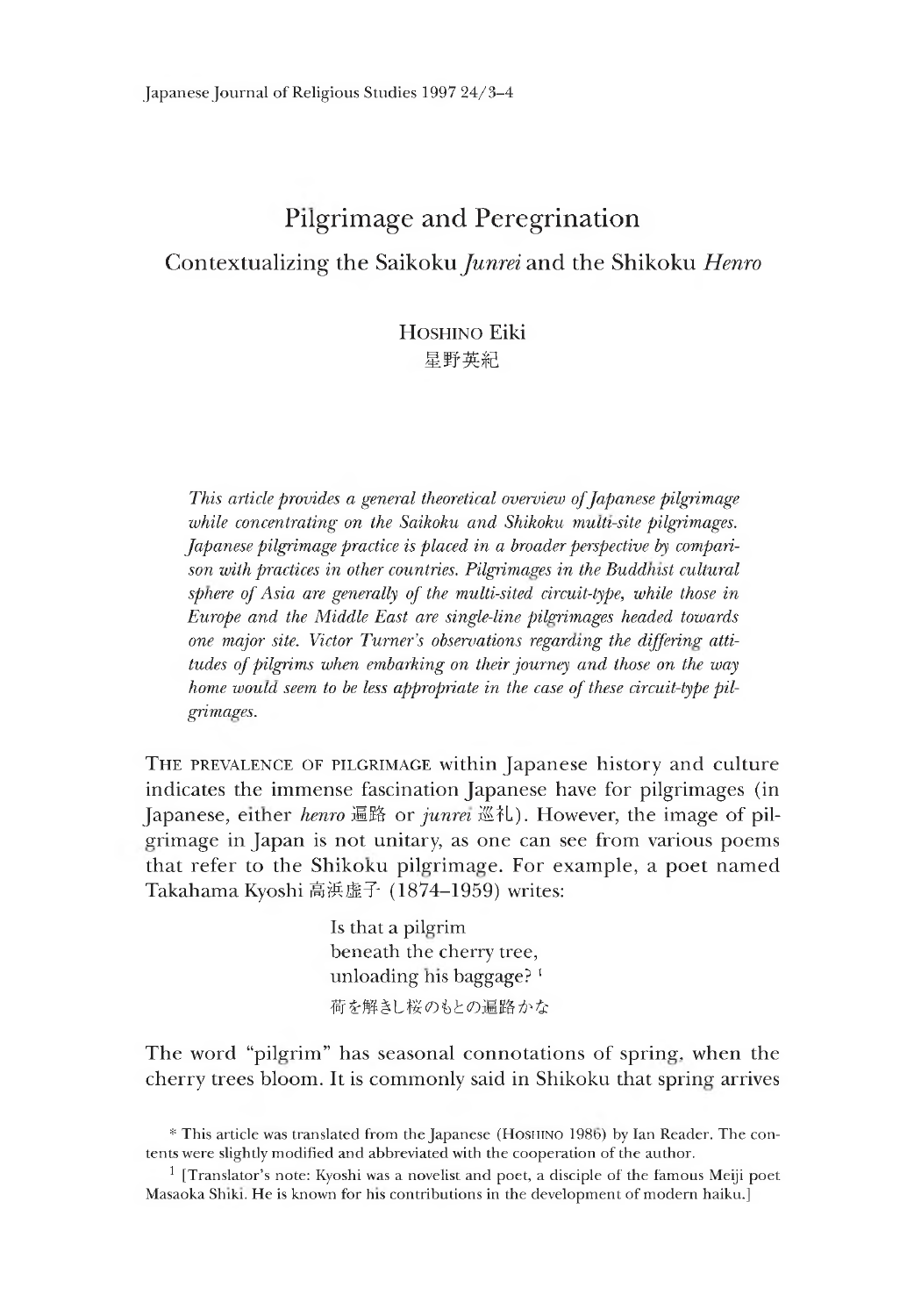# Pilgrimage and Peregrination

## Contextualizing the Saikoku *Junrei* and the Shikoku *Henro*

Hoshino Eiki
星野英紀

*This article provides a general theoretical overview of Japanese pilgrimage while concentrating on the Saikoku and Shikoku multi-site pilgrimages. Japanese pilgrimage practice is placed in a broader perspective by comparison with practices in other countries. Pilgrimages in the Buddhist cultural sphere of Asia are generally of the multi-sited circuit-type, while those in Europe and the Middle East are single-line pilgrimages headed towards one major site. Victor Turner's observations regarding the differing attitudes of pilgrims when embarking on their journey and those on the way home would seem to be less appropriate in the case of these circuit-type pilgrimages.*

The prevalence of pilgrimage within Japanese history and culture indicates the immense fascination Japanese have for pilgrimages (in Japanese, either *henro* 遍路 or *junrei* 巡礼). However, the image of pilgrimage in Japan is not unitary, as one can see from various poems that refer to the Shikoku pilgrimage. For example, a poet named Takahama Kyoshi 高浜虚子 (1874–1959) writes:

> Is that a pilgrim
> beneath the cherry tree,
> unloading his baggage? [1]
> 荷を解きし桜のもとの遍路かな

The word "pilgrim" has seasonal connotations of spring, when the cherry trees bloom. It is commonly said in Shikoku that spring arrives

---

\* This article was translated from the Japanese (Hoshino 1986) by Ian Reader. The contents were slightly modified and abbreviated with the cooperation of the author.

[1] [Translator's note: Kyoshi was a novelist and poet, a disciple of the famous Meiji poet Masaoka Shiki. He is known for his contributions in the development of modern haiku.]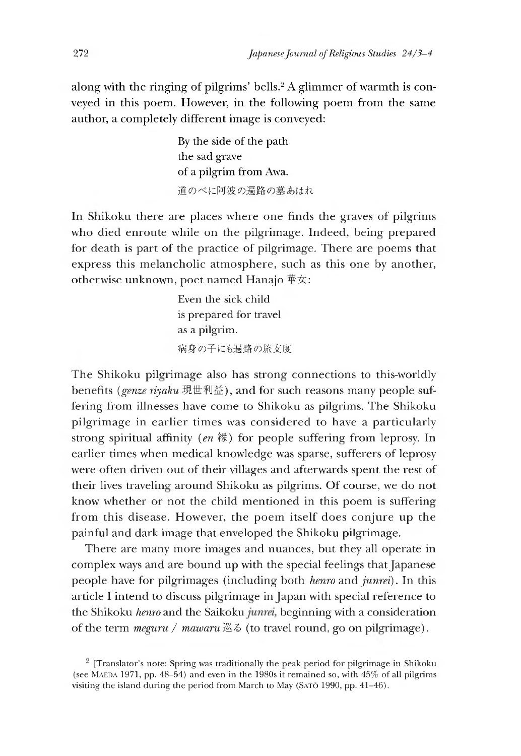along with the ringing of pilgrims' bells.[2] A glimmer of warmth is conveyed in this poem. However, in the following poem from the same author, a completely different image is conveyed:

> By the side of the path
> the sad grave
> of a pilgrim from Awa.
> 道のべに阿波の遍路の墓あはれ

In Shikoku there are places where one finds the graves of pilgrims who died enroute while on the pilgrimage. Indeed, being prepared for death is part of the practice of pilgrimage. There are poems that express this melancholic atmosphere, such as this one by another, otherwise unknown, poet named Hanajo 華女:

> Even the sick child
> is prepared for travel
> as a pilgrim.
> 病身の子にも遍路の旅支度

The Shikoku pilgrimage also has strong connections to this-worldly benefits (*genze riyaku* 現世利益), and for such reasons many people suffering from illnesses have come to Shikoku as pilgrims. The Shikoku pilgrimage in earlier times was considered to have a particularly strong spiritual affinity (*en* 縁) for people suffering from leprosy. In earlier times when medical knowledge was sparse, sufferers of leprosy were often driven out of their villages and afterwards spent the rest of their lives traveling around Shikoku as pilgrims. Of course, we do not know whether or not the child mentioned in this poem is suffering from this disease. However, the poem itself does conjure up the painful and dark image that enveloped the Shikoku pilgrimage.

There are many more images and nuances, but they all operate in complex ways and are bound up with the special feelings that Japanese people have for pilgrimages (including both *henro* and *junrei*). In this article I intend to discuss pilgrimage in Japan with special reference to the Shikoku *henro* and the Saikoku *junrei*, beginning with a consideration of the term *meguru / mawaru* 巡る (to travel round, go on pilgrimage).

[2] [Translator's note: Spring was traditionally the peak period for pilgrimage in Shikoku (see MAEDA 1971, pp. 48–54) and even in the 1980s it remained so, with 45% of all pilgrims visiting the island during the period from March to May (SATŌ 1990, pp. 41–46).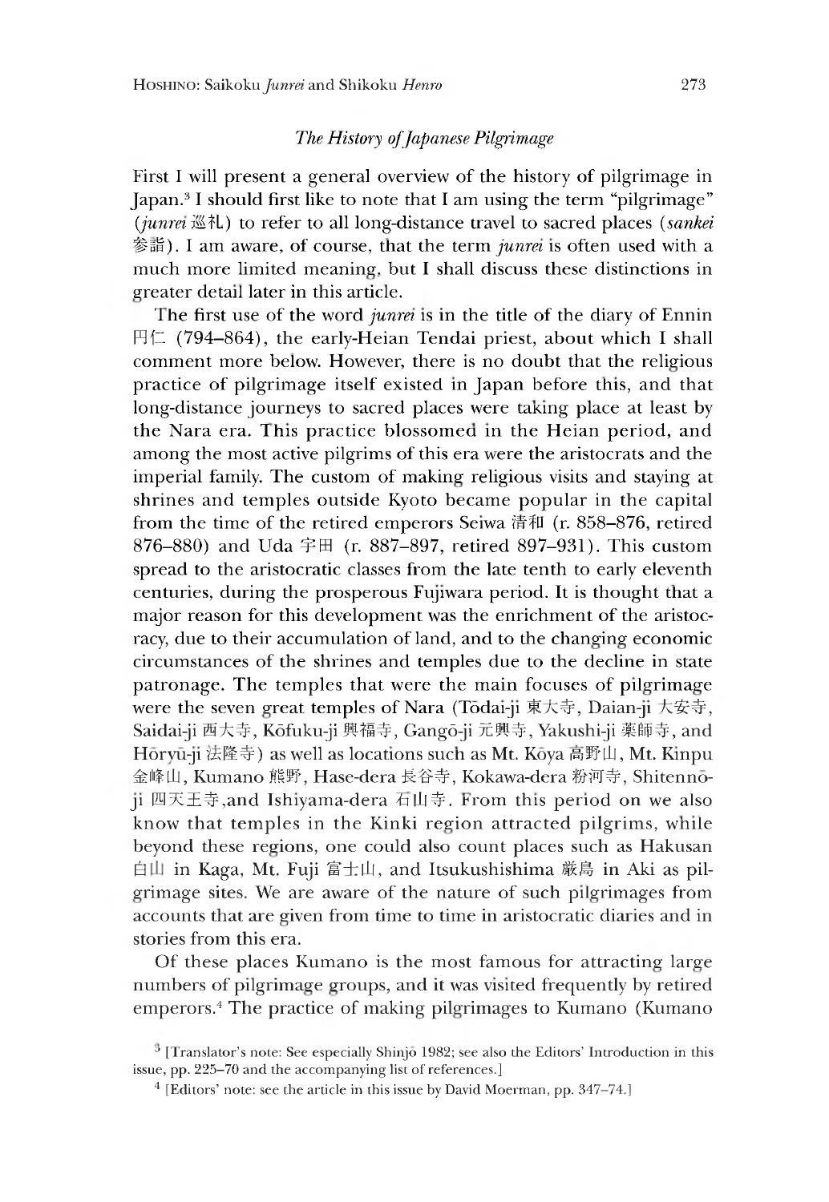### *The History of Japanese Pilgrimage*

First I will present a general overview of the history of pilgrimage in Japan.[3] I should first like to note that I am using the term "pilgrimage" (*junrei* 巡礼) to refer to all long-distance travel to sacred places (*sankei* 参詣). I am aware, of course, that the term *junrei* is often used with a much more limited meaning, but I shall discuss these distinctions in greater detail later in this article.

The first use of the word *junrei* is in the title of the diary of Ennin 円仁 (794–864), the early-Heian Tendai priest, about which I shall comment more below. However, there is no doubt that the religious practice of pilgrimage itself existed in Japan before this, and that long-distance journeys to sacred places were taking place at least by the Nara era. This practice blossomed in the Heian period, and among the most active pilgrims of this era were the aristocrats and the imperial family. The custom of making religious visits and staying at shrines and temples outside Kyoto became popular in the capital from the time of the retired emperors Seiwa 清和 (r. 858–876, retired 876–880) and Uda 宇田 (r. 887–897, retired 897–931). This custom spread to the aristocratic classes from the late tenth to early eleventh centuries, during the prosperous Fujiwara period. It is thought that a major reason for this development was the enrichment of the aristocracy, due to their accumulation of land, and to the changing economic circumstances of the shrines and temples due to the decline in state patronage. The temples that were the main focuses of pilgrimage were the seven great temples of Nara (Tōdai-ji 東大寺, Daian-ji 大安寺, Saidai-ji 西大寺, Kōfuku-ji 興福寺, Gangō-ji 元興寺, Yakushi-ji 薬師寺, and Hōryū-ji 法隆寺) as well as locations such as Mt. Kōya 高野山, Mt. Kinpu 金峰山, Kumano 熊野, Hase-dera 長谷寺, Kokawa-dera 粉河寺, Shitennō-ji 四天王寺,and Ishiyama-dera 石山寺. From this period on we also know that temples in the Kinki region attracted pilgrims, while beyond these regions, one could also count places such as Hakusan 白山 in Kaga, Mt. Fuji 富士山, and Itsukushishima 厳島 in Aki as pilgrimage sites. We are aware of the nature of such pilgrimages from accounts that are given from time to time in aristocratic diaries and in stories from this era.

Of these places Kumano is the most famous for attracting large numbers of pilgrimage groups, and it was visited frequently by retired emperors.[4] The practice of making pilgrimages to Kumano (Kumano

[3] [Translator's note: See especially Shinjō 1982; see also the Editors' Introduction in this issue, pp. 225–70 and the accompanying list of references.]

[4] [Editors' note: see the article in this issue by David Moerman, pp. 347–74.]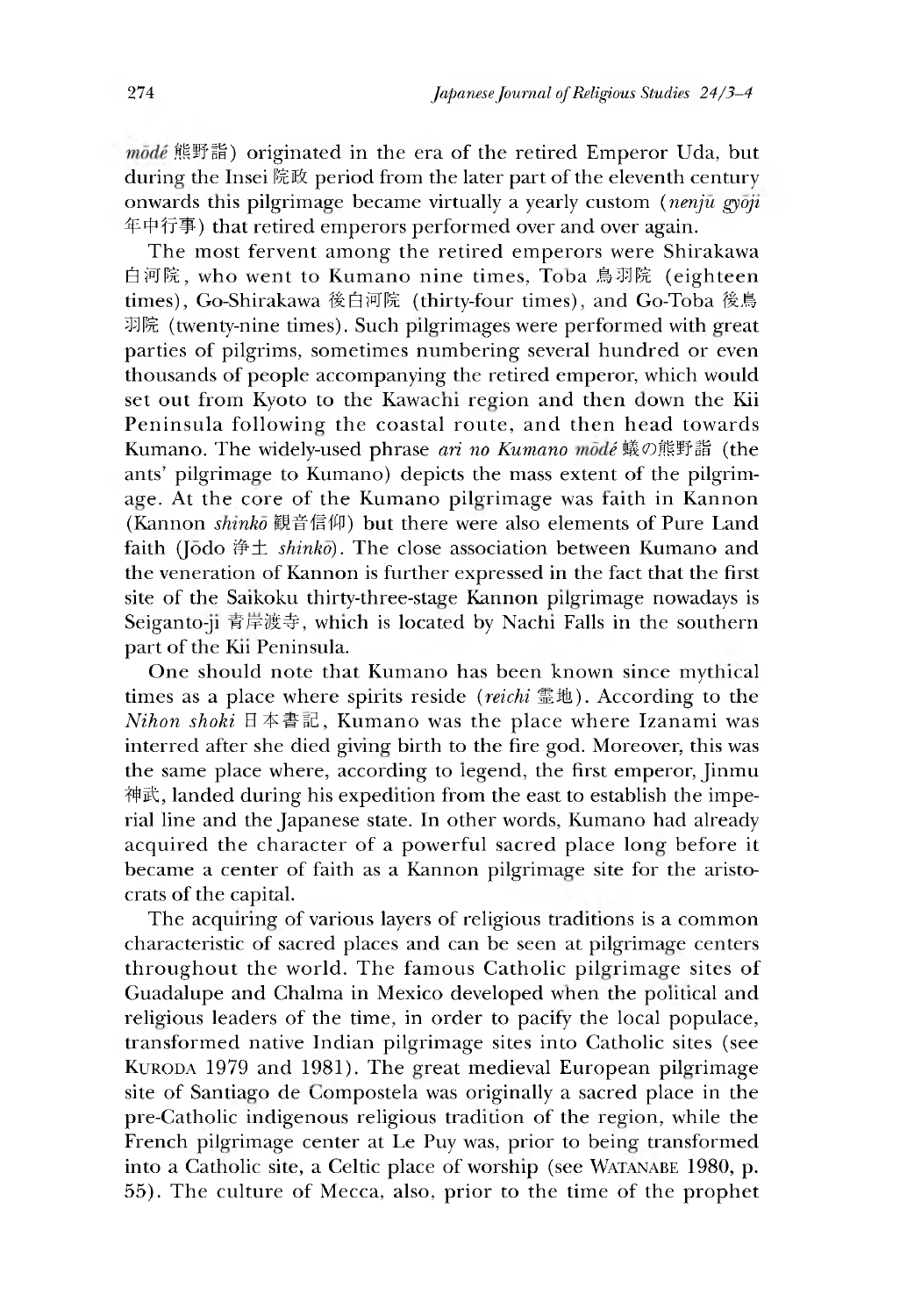*mōdé* 熊野詣) originated in the era of the retired Emperor Uda, but during the Insei 院政 period from the later part of the eleventh century onwards this pilgrimage became virtually a yearly custom (*nenjū gyōji* 年中行事) that retired emperors performed over and over again.

The most fervent among the retired emperors were Shirakawa 白河院, who went to Kumano nine times, Toba 鳥羽院 (eighteen times), Go-Shirakawa 後白河院 (thirty-four times), and Go-Toba 後鳥羽院 (twenty-nine times). Such pilgrimages were performed with great parties of pilgrims, sometimes numbering several hundred or even thousands of people accompanying the retired emperor, which would set out from Kyoto to the Kawachi region and then down the Kii Peninsula following the coastal route, and then head towards Kumano. The widely-used phrase *ari no Kumano mōdé* 蟻の熊野詣 (the ants' pilgrimage to Kumano) depicts the mass extent of the pilgrimage. At the core of the Kumano pilgrimage was faith in Kannon (Kannon *shinkō* 観音信仰) but there were also elements of Pure Land faith (Jōdo 浄土 *shinkō*). The close association between Kumano and the veneration of Kannon is further expressed in the fact that the first site of the Saikoku thirty-three-stage Kannon pilgrimage nowadays is Seiganto-ji 青岸渡寺, which is located by Nachi Falls in the southern part of the Kii Peninsula.

One should note that Kumano has been known since mythical times as a place where spirits reside (*reichi* 霊地). According to the *Nihon shoki* 日本書記, Kumano was the place where Izanami was interred after she died giving birth to the fire god. Moreover, this was the same place where, according to legend, the first emperor, Jinmu 神武, landed during his expedition from the east to establish the imperial line and the Japanese state. In other words, Kumano had already acquired the character of a powerful sacred place long before it became a center of faith as a Kannon pilgrimage site for the aristocrats of the capital.

The acquiring of various layers of religious traditions is a common characteristic of sacred places and can be seen at pilgrimage centers throughout the world. The famous Catholic pilgrimage sites of Guadalupe and Chalma in Mexico developed when the political and religious leaders of the time, in order to pacify the local populace, transformed native Indian pilgrimage sites into Catholic sites (see KURODA 1979 and 1981). The great medieval European pilgrimage site of Santiago de Compostela was originally a sacred place in the pre-Catholic indigenous religious tradition of the region, while the French pilgrimage center at Le Puy was, prior to being transformed into a Catholic site, a Celtic place of worship (see WATANABE 1980, p. 55). The culture of Mecca, also, prior to the time of the prophet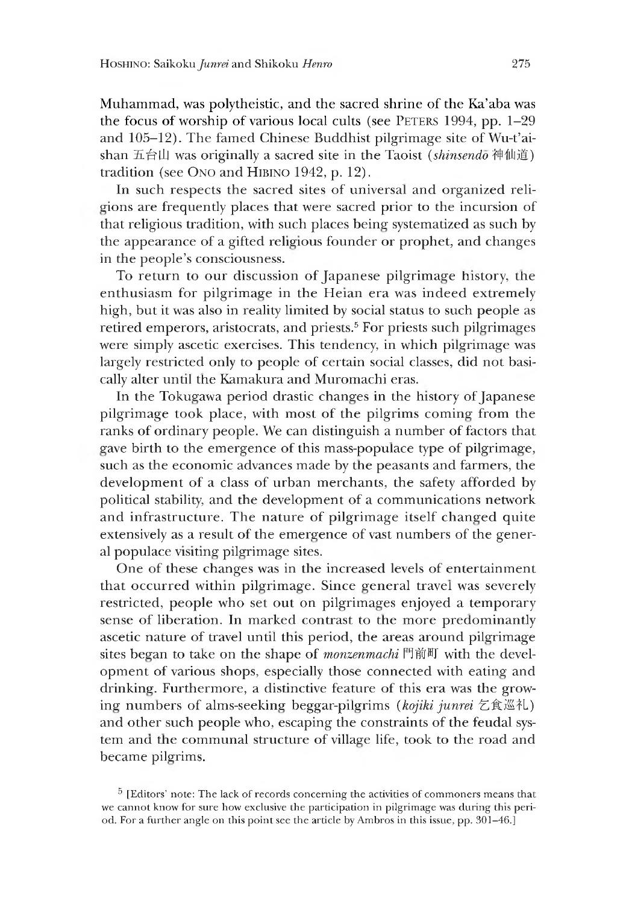Muhammad, was polytheistic, and the sacred shrine of the Ka'aba was the focus of worship of various local cults (see PETERS 1994, pp. 1–29 and 105–12). The famed Chinese Buddhist pilgrimage site of Wu-t'ai-shan 五台山 was originally a sacred site in the Taoist (*shinsendō* 神仙道) tradition (see ONO and HIBINO 1942, p. 12).

In such respects the sacred sites of universal and organized religions are frequently places that were sacred prior to the incursion of that religious tradition, with such places being systematized as such by the appearance of a gifted religious founder or prophet, and changes in the people's consciousness.

To return to our discussion of Japanese pilgrimage history, the enthusiasm for pilgrimage in the Heian era was indeed extremely high, but it was also in reality limited by social status to such people as retired emperors, aristocrats, and priests.[5] For priests such pilgrimages were simply ascetic exercises. This tendency, in which pilgrimage was largely restricted only to people of certain social classes, did not basically alter until the Kamakura and Muromachi eras.

In the Tokugawa period drastic changes in the history of Japanese pilgrimage took place, with most of the pilgrims coming from the ranks of ordinary people. We can distinguish a number of factors that gave birth to the emergence of this mass-populace type of pilgrimage, such as the economic advances made by the peasants and farmers, the development of a class of urban merchants, the safety afforded by political stability, and the development of a communications network and infrastructure. The nature of pilgrimage itself changed quite extensively as a result of the emergence of vast numbers of the general populace visiting pilgrimage sites.

One of these changes was in the increased levels of entertainment that occurred within pilgrimage. Since general travel was severely restricted, people who set out on pilgrimages enjoyed a temporary sense of liberation. In marked contrast to the more predominantly ascetic nature of travel until this period, the areas around pilgrimage sites began to take on the shape of *monzenmachi* 門前町 with the development of various shops, especially those connected with eating and drinking. Furthermore, a distinctive feature of this era was the growing numbers of alms-seeking beggar-pilgrims (*kojiki junrei* 乞食巡礼) and other such people who, escaping the constraints of the feudal system and the communal structure of village life, took to the road and became pilgrims.

[5] [Editors' note: The lack of records concerning the activities of commoners means that we cannot know for sure how exclusive the participation in pilgrimage was during this period. For a further angle on this point see the article by Ambros in this issue, pp. 301–46.]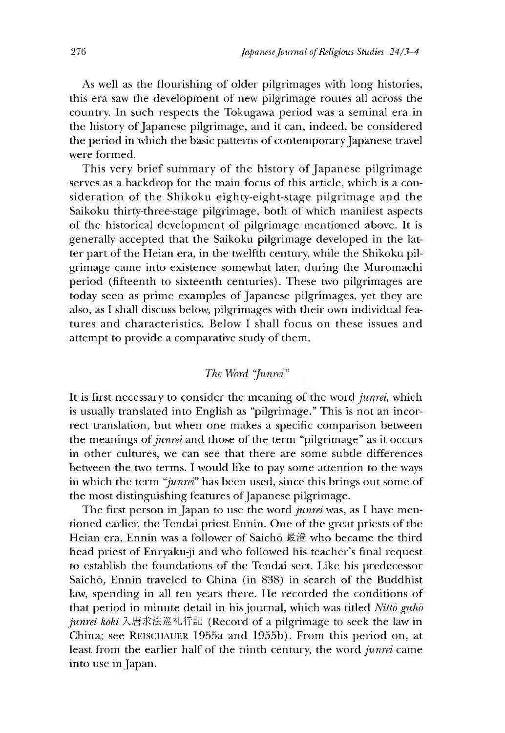As well as the flourishing of older pilgrimages with long histories, this era saw the development of new pilgrimage routes all across the country. In such respects the Tokugawa period was a seminal era in the history of Japanese pilgrimage, and it can, indeed, be considered the period in which the basic patterns of contemporary Japanese travel were formed.

This very brief summary of the history of Japanese pilgrimage serves as a backdrop for the main focus of this article, which is a consideration of the Shikoku eighty-eight-stage pilgrimage and the Saikoku thirty-three-stage pilgrimage, both of which manifest aspects of the historical development of pilgrimage mentioned above. It is generally accepted that the Saikoku pilgrimage developed in the latter part of the Heian era, in the twelfth century, while the Shikoku pilgrimage came into existence somewhat later, during the Muromachi period (fifteenth to sixteenth centuries). These two pilgrimages are today seen as prime examples of Japanese pilgrimages, yet they are also, as I shall discuss below, pilgrimages with their own individual features and characteristics. Below I shall focus on these issues and attempt to provide a comparative study of them.

### *The Word "Junrei"*

It is first necessary to consider the meaning of the word *junrei*, which is usually translated into English as "pilgrimage." This is not an incorrect translation, but when one makes a specific comparison between the meanings of *junrei* and those of the term "pilgrimage" as it occurs in other cultures, we can see that there are some subtle differences between the two terms. I would like to pay some attention to the ways in which the term "*junrei*" has been used, since this brings out some of the most distinguishing features of Japanese pilgrimage.

The first person in Japan to use the word *junrei* was, as I have mentioned earlier, the Tendai priest Ennin. One of the great priests of the Heian era, Ennin was a follower of Saichō 最澄 who became the third head priest of Enryaku-ji and who followed his teacher's final request to establish the foundations of the Tendai sect. Like his predecessor Saichō, Ennin traveled to China (in 838) in search of the Buddhist law, spending in all ten years there. He recorded the conditions of that period in minute detail in his journal, which was titled *Nittō guhō junrei kōki* 入唐求法巡礼行記 (Record of a pilgrimage to seek the law in China; see REISCHAUER 1955a and 1955b). From this period on, at least from the earlier half of the ninth century, the word *junrei* came into use in Japan.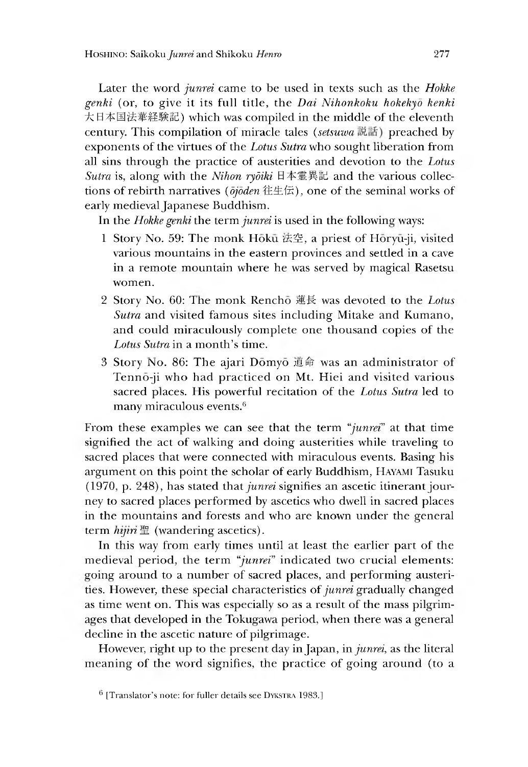Later the word *junrei* came to be used in texts such as the *Hokke genki* (or, to give it its full title, the *Dai Nihonkoku hokekyō kenki* 大日本国法華経験記) which was compiled in the middle of the eleventh century. This compilation of miracle tales (*setsuwa* 説話) preached by exponents of the virtues of the *Lotus Sutra* who sought liberation from all sins through the practice of austerities and devotion to the *Lotus Sutra* is, along with the *Nihon ryōiki* 日本霊異記 and the various collections of rebirth narratives (*ōjōden* 往生伝), one of the seminal works of early medieval Japanese Buddhism.

In the *Hokke genki* the term *junrei* is used in the following ways:

1 Story No. 59: The monk Hōkū 法空, a priest of Hōryū-ji, visited various mountains in the eastern provinces and settled in a cave in a remote mountain where he was served by magical Rasetsu women.

2 Story No. 60: The monk Renchō 蓮長 was devoted to the *Lotus Sutra* and visited famous sites including Mitake and Kumano, and could miraculously complete one thousand copies of the *Lotus Sutra* in a month's time.

3 Story No. 86: The ajari Dōmyō 道命 was an administrator of Tennō-ji who had practiced on Mt. Hiei and visited various sacred places. His powerful recitation of the *Lotus Sutra* led to many miraculous events.[6]

From these examples we can see that the term "*junrei*" at that time signified the act of walking and doing austerities while traveling to sacred places that were connected with miraculous events. Basing his argument on this point the scholar of early Buddhism, HAYAMI Tasuku (1970, p. 248), has stated that *junrei* signifies an ascetic itinerant journey to sacred places performed by ascetics who dwell in sacred places in the mountains and forests and who are known under the general term *hijiri* 聖 (wandering ascetics).

In this way from early times until at least the earlier part of the medieval period, the term "*junrei*" indicated two crucial elements: going around to a number of sacred places, and performing austerities. However, these special characteristics of *junrei* gradually changed as time went on. This was especially so as a result of the mass pilgrimages that developed in the Tokugawa period, when there was a general decline in the ascetic nature of pilgrimage.

However, right up to the present day in Japan, in *junrei*, as the literal meaning of the word signifies, the practice of going around (to a

[6] [Translator's note: for fuller details see DYKSTRA 1983.]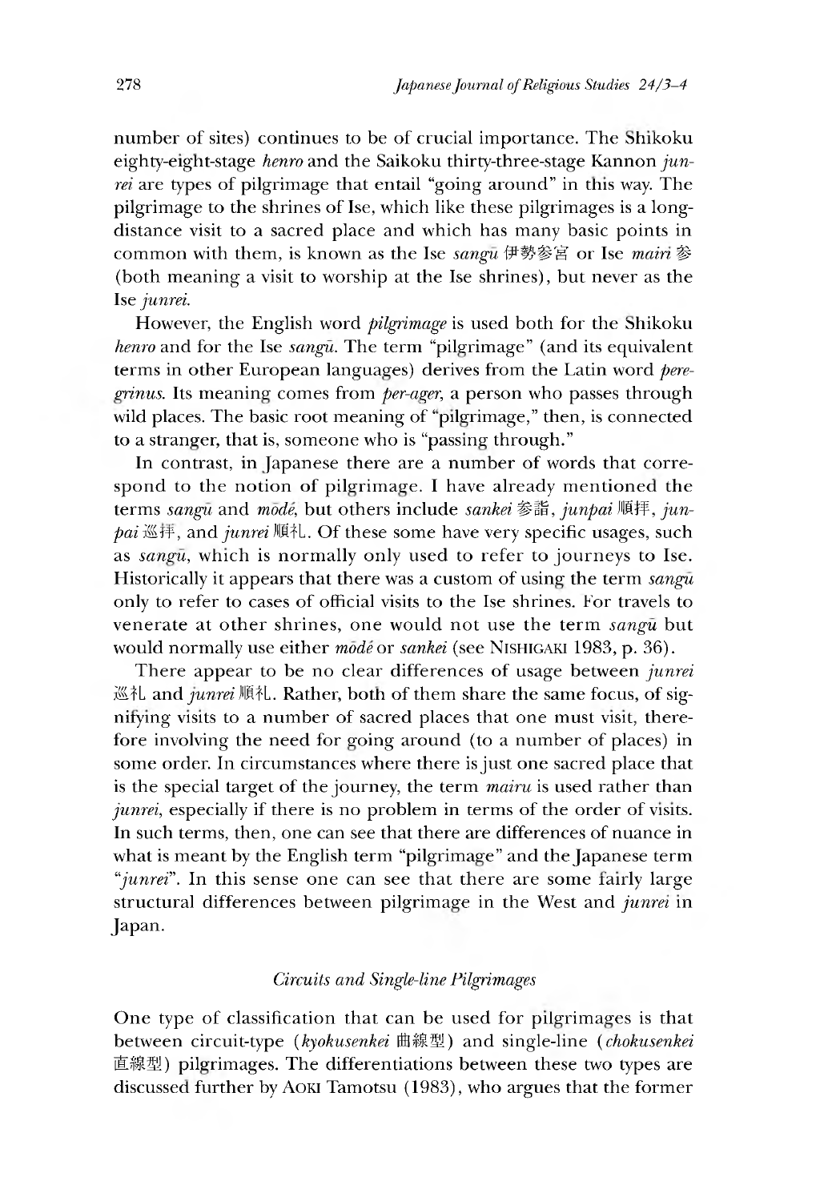number of sites) continues to be of crucial importance. The Shikoku eighty-eight-stage *henro* and the Saikoku thirty-three-stage Kannon *junrei* are types of pilgrimage that entail "going around" in this way. The pilgrimage to the shrines of Ise, which like these pilgrimages is a long-distance visit to a sacred place and which has many basic points in common with them, is known as the Ise *sangū* 伊勢参宮 or Ise *mairi* 参 (both meaning a visit to worship at the Ise shrines), but never as the Ise *junrei*.

However, the English word *pilgrimage* is used both for the Shikoku *henro* and for the Ise *sangū*. The term "pilgrimage" (and its equivalent terms in other European languages) derives from the Latin word *peregrinus*. Its meaning comes from *per-ager*, a person who passes through wild places. The basic root meaning of "pilgrimage," then, is connected to a stranger, that is, someone who is "passing through."

In contrast, in Japanese there are a number of words that correspond to the notion of pilgrimage. I have already mentioned the terms *sangū* and *mōdė*, but others include *sankei* 参詣, *junpai* 順拝, *junpai* 巡拝, and *junrei* 順礼. Of these some have very specific usages, such as *sangū*, which is normally only used to refer to journeys to Ise. Historically it appears that there was a custom of using the term *sangū* only to refer to cases of official visits to the Ise shrines. For travels to venerate at other shrines, one would not use the term *sangū* but would normally use either *mōdė* or *sankei* (see NISHIGAKI 1983, p. 36).

There appear to be no clear differences of usage between *junrei* 巡礼 and *junrei* 順礼. Rather, both of them share the same focus, of signifying visits to a number of sacred places that one must visit, therefore involving the need for going around (to a number of places) in some order. In circumstances where there is just one sacred place that is the special target of the journey, the term *mairu* is used rather than *junrei*, especially if there is no problem in terms of the order of visits. In such terms, then, one can see that there are differences of nuance in what is meant by the English term "pilgrimage" and the Japanese term "*junrei*". In this sense one can see that there are some fairly large structural differences between pilgrimage in the West and *junrei* in Japan.

### *Circuits and Single-line Pilgrimages*

One type of classification that can be used for pilgrimages is that between circuit-type (*kyokusenkei* 曲線型) and single-line (*chokusenkei* 直線型) pilgrimages. The differentiations between these two types are discussed further by AOKI Tamotsu (1983), who argues that the former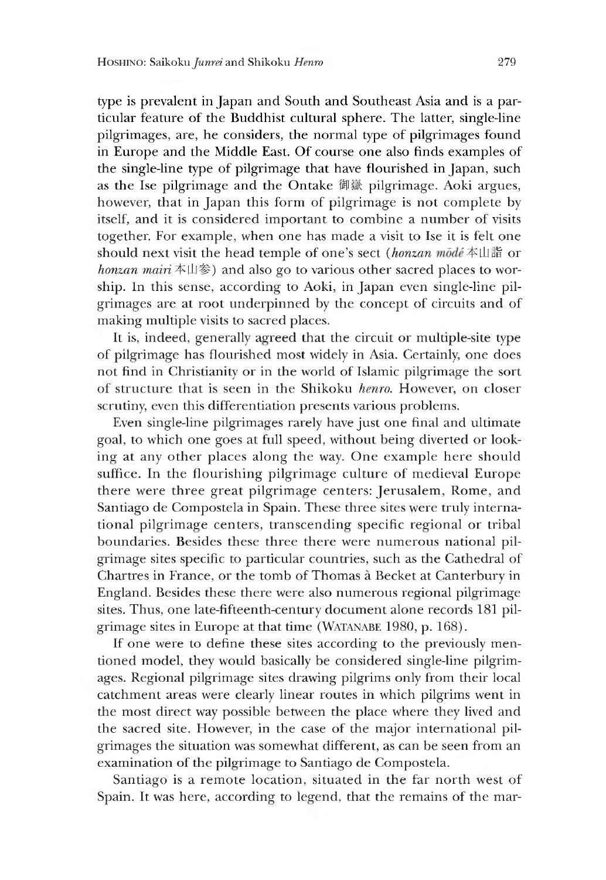type is prevalent in Japan and South and Southeast Asia and is a particular feature of the Buddhist cultural sphere. The latter, single-line pilgrimages, are, he considers, the normal type of pilgrimages found in Europe and the Middle East. Of course one also finds examples of the single-line type of pilgrimage that have flourished in Japan, such as the Ise pilgrimage and the Ontake 御嶽 pilgrimage. Aoki argues, however, that in Japan this form of pilgrimage is not complete by itself, and it is considered important to combine a number of visits together. For example, when one has made a visit to Ise it is felt one should next visit the head temple of one's sect (*honzan mōdé* 本山詣 or *honzan mairi* 本山参) and also go to various other sacred places to worship. In this sense, according to Aoki, in Japan even single-line pilgrimages are at root underpinned by the concept of circuits and of making multiple visits to sacred places.

It is, indeed, generally agreed that the circuit or multiple-site type of pilgrimage has flourished most widely in Asia. Certainly, one does not find in Christianity or in the world of Islamic pilgrimage the sort of structure that is seen in the Shikoku *henro*. However, on closer scrutiny, even this differentiation presents various problems.

Even single-line pilgrimages rarely have just one final and ultimate goal, to which one goes at full speed, without being diverted or looking at any other places along the way. One example here should suffice. In the flourishing pilgrimage culture of medieval Europe there were three great pilgrimage centers: Jerusalem, Rome, and Santiago de Compostela in Spain. These three sites were truly international pilgrimage centers, transcending specific regional or tribal boundaries. Besides these three there were numerous national pilgrimage sites specific to particular countries, such as the Cathedral of Chartres in France, or the tomb of Thomas à Becket at Canterbury in England. Besides these there were also numerous regional pilgrimage sites. Thus, one late-fifteenth-century document alone records 181 pilgrimage sites in Europe at that time (WATANABE 1980, p. 168).

If one were to define these sites according to the previously mentioned model, they would basically be considered single-line pilgrimages. Regional pilgrimage sites drawing pilgrims only from their local catchment areas were clearly linear routes in which pilgrims went in the most direct way possible between the place where they lived and the sacred site. However, in the case of the major international pilgrimages the situation was somewhat different, as can be seen from an examination of the pilgrimage to Santiago de Compostela.

Santiago is a remote location, situated in the far north west of Spain. It was here, according to legend, that the remains of the mar-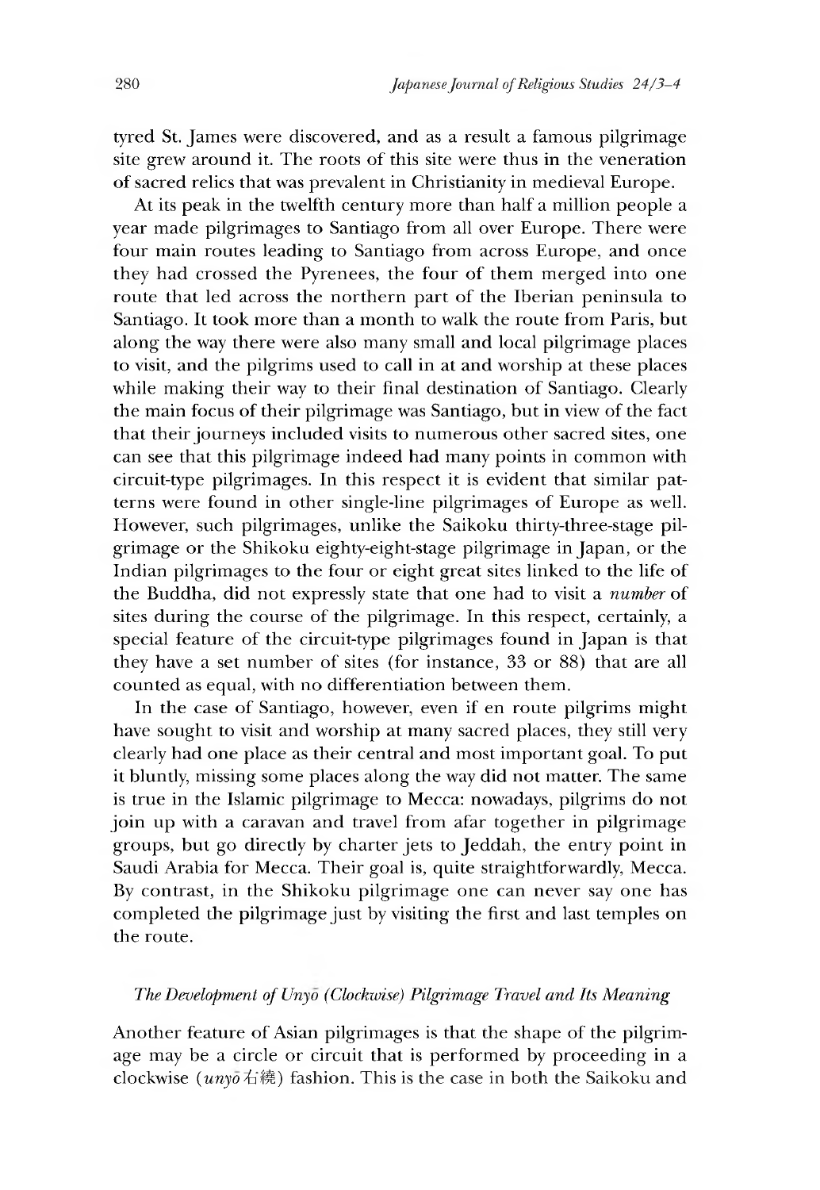tyred St. James were discovered, and as a result a famous pilgrimage site grew around it. The roots of this site were thus in the veneration of sacred relics that was prevalent in Christianity in medieval Europe.

At its peak in the twelfth century more than half a million people a year made pilgrimages to Santiago from all over Europe. There were four main routes leading to Santiago from across Europe, and once they had crossed the Pyrenees, the four of them merged into one route that led across the northern part of the Iberian peninsula to Santiago. It took more than a month to walk the route from Paris, but along the way there were also many small and local pilgrimage places to visit, and the pilgrims used to call in at and worship at these places while making their way to their final destination of Santiago. Clearly the main focus of their pilgrimage was Santiago, but in view of the fact that their journeys included visits to numerous other sacred sites, one can see that this pilgrimage indeed had many points in common with circuit-type pilgrimages. In this respect it is evident that similar patterns were found in other single-line pilgrimages of Europe as well. However, such pilgrimages, unlike the Saikoku thirty-three-stage pilgrimage or the Shikoku eighty-eight-stage pilgrimage in Japan, or the Indian pilgrimages to the four or eight great sites linked to the life of the Buddha, did not expressly state that one had to visit a *number* of sites during the course of the pilgrimage. In this respect, certainly, a special feature of the circuit-type pilgrimages found in Japan is that they have a set number of sites (for instance, 33 or 88) that are all counted as equal, with no differentiation between them.

In the case of Santiago, however, even if en route pilgrims might have sought to visit and worship at many sacred places, they still very clearly had one place as their central and most important goal. To put it bluntly, missing some places along the way did not matter. The same is true in the Islamic pilgrimage to Mecca: nowadays, pilgrims do not join up with a caravan and travel from afar together in pilgrimage groups, but go directly by charter jets to Jeddah, the entry point in Saudi Arabia for Mecca. Their goal is, quite straightforwardly, Mecca. By contrast, in the Shikoku pilgrimage one can never say one has completed the pilgrimage just by visiting the first and last temples on the route.

### *The Development of Unyō (Clockwise) Pilgrimage Travel and Its Meaning*

Another feature of Asian pilgrimages is that the shape of the pilgrimage may be a circle or circuit that is performed by proceeding in a clockwise (*unyō* 右繞) fashion. This is the case in both the Saikoku and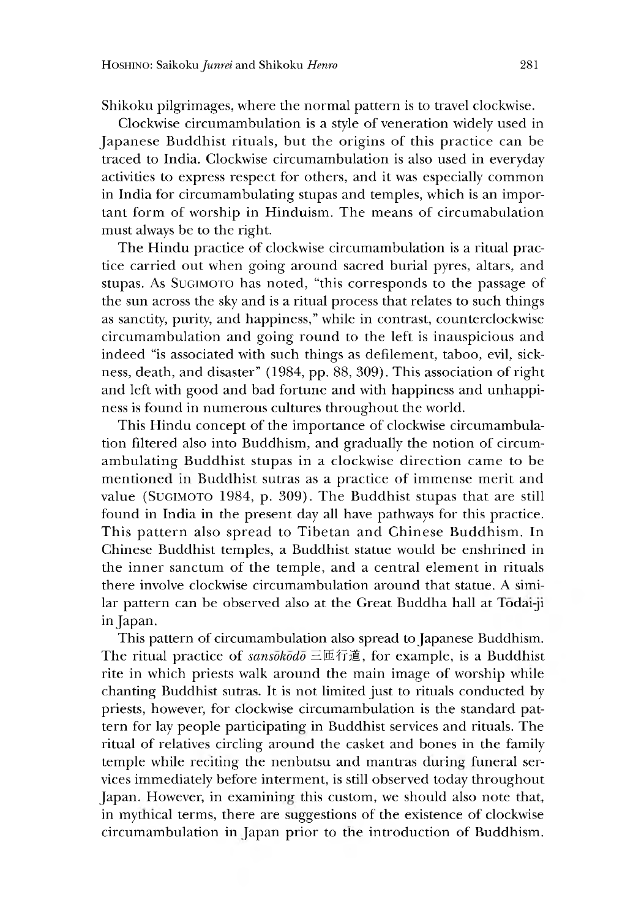Shikoku pilgrimages, where the normal pattern is to travel clockwise.

Clockwise circumambulation is a style of veneration widely used in Japanese Buddhist rituals, but the origins of this practice can be traced to India. Clockwise circumambulation is also used in everyday activities to express respect for others, and it was especially common in India for circumambulating stupas and temples, which is an important form of worship in Hinduism. The means of circumabulation must always be to the right.

The Hindu practice of clockwise circumambulation is a ritual practice carried out when going around sacred burial pyres, altars, and stupas. As SUGIMOTO has noted, "this corresponds to the passage of the sun across the sky and is a ritual process that relates to such things as sanctity, purity, and happiness," while in contrast, counterclockwise circumambulation and going round to the left is inauspicious and indeed "is associated with such things as defilement, taboo, evil, sickness, death, and disaster" (1984, pp. 88, 309). This association of right and left with good and bad fortune and with happiness and unhappiness is found in numerous cultures throughout the world.

This Hindu concept of the importance of clockwise circumambulation filtered also into Buddhism, and gradually the notion of circumambulating Buddhist stupas in a clockwise direction came to be mentioned in Buddhist sutras as a practice of immense merit and value (SUGIMOTO 1984, p. 309). The Buddhist stupas that are still found in India in the present day all have pathways for this practice. This pattern also spread to Tibetan and Chinese Buddhism. In Chinese Buddhist temples, a Buddhist statue would be enshrined in the inner sanctum of the temple, and a central element in rituals there involve clockwise circumambulation around that statue. A similar pattern can be observed also at the Great Buddha hall at Tōdai-ji in Japan.

This pattern of circumambulation also spread to Japanese Buddhism. The ritual practice of *sansōkōdō* 三匝行道, for example, is a Buddhist rite in which priests walk around the main image of worship while chanting Buddhist sutras. It is not limited just to rituals conducted by priests, however, for clockwise circumambulation is the standard pattern for lay people participating in Buddhist services and rituals. The ritual of relatives circling around the casket and bones in the family temple while reciting the nenbutsu and mantras during funeral services immediately before interment, is still observed today throughout Japan. However, in examining this custom, we should also note that, in mythical terms, there are suggestions of the existence of clockwise circumambulation in Japan prior to the introduction of Buddhism.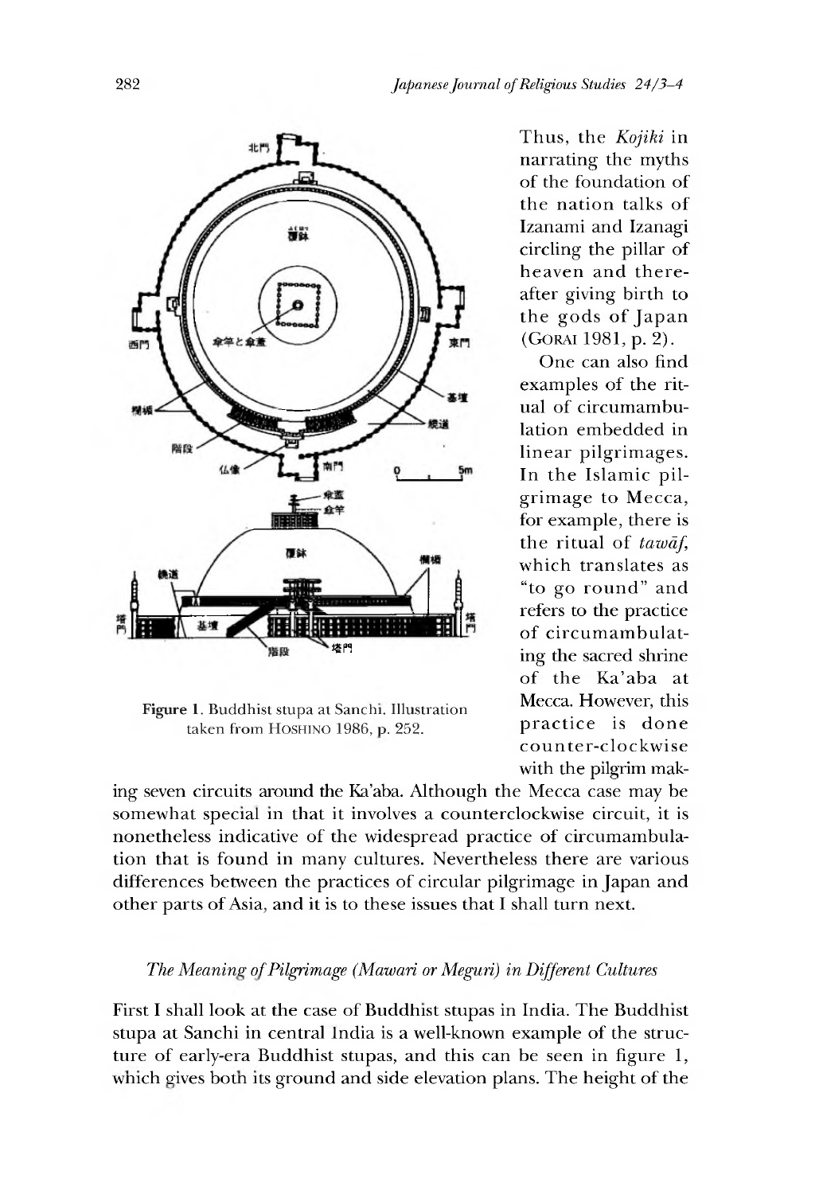Figure 1. Buddhist stupa at Sanchi. Illustration taken from HOSHINO 1986, p. 252.

Thus, the *Kojiki* in narrating the myths of the foundation of the nation talks of Izanami and Izanagi circling the pillar of heaven and thereafter giving birth to the gods of Japan (GORAI 1981, p. 2).

One can also find examples of the ritual of circumambulation embedded in linear pilgrimages. In the Islamic pilgrimage to Mecca, for example, there is the ritual of *tawāf*, which translates as "to go round" and refers to the practice of circumambulating the sacred shrine of the Ka'aba at Mecca. However, this practice is done counter-clockwise with the pilgrim making seven circuits around the Ka'aba. Although the Mecca case may be somewhat special in that it involves a counterclockwise circuit, it is nonetheless indicative of the widespread practice of circumambulation that is found in many cultures. Nevertheless there are various differences between the practices of circular pilgrimage in Japan and other parts of Asia, and it is to these issues that I shall turn next.

### *The Meaning of Pilgrimage (Mawari or Meguri) in Different Cultures*

First I shall look at the case of Buddhist stupas in India. The Buddhist stupa at Sanchi in central India is a well-known example of the structure of early-era Buddhist stupas, and this can be seen in figure 1, which gives both its ground and side elevation plans. The height of the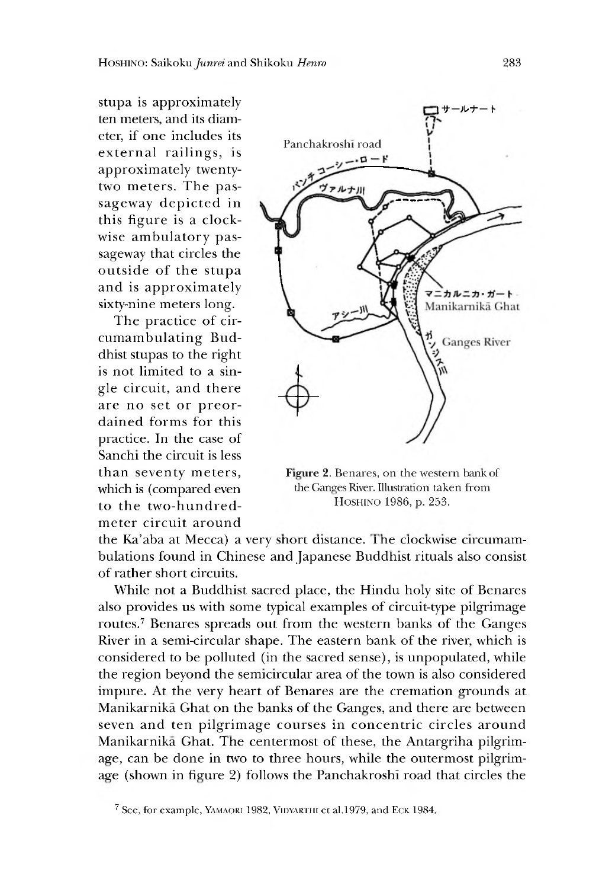stupa is approximately ten meters, and its diameter, if one includes its external railings, is approximately twenty-two meters. The passageway depicted in this figure is a clockwise ambulatory passageway that circles the outside of the stupa and is approximately sixty-nine meters long.

The practice of circumambulating Buddhist stupas to the right is not limited to a single circuit, and there are no set or preordained forms for this practice. In the case of Sanchi the circuit is less than seventy meters, which is (compared even to the two-hundred-meter circuit around the Ka'aba at Mecca) a very short distance. The clockwise circumambulations found in Chinese and Japanese Buddhist rituals also consist of rather short circuits.

**Figure 2.** Benares, on the western bank of the Ganges River. Illustration taken from HOSHINO 1986, p. 253.

While not a Buddhist sacred place, the Hindu holy site of Benares also provides us with some typical examples of circuit-type pilgrimage routes.[7] Benares spreads out from the western banks of the Ganges River in a semi-circular shape. The eastern bank of the river, which is considered to be polluted (in the sacred sense), is unpopulated, while the region beyond the semicircular area of the town is also considered impure. At the very heart of Benares are the cremation grounds at Manikarnikā Ghat on the banks of the Ganges, and there are between seven and ten pilgrimage courses in concentric circles around Manikarnikā Ghat. The centermost of these, the Antargriha pilgrimage, can be done in two to three hours, while the outermost pilgrimage (shown in figure 2) follows the Panchakroshī road that circles the

[7] See, for example, YAMAORI 1982, VIDYARTHI et al. 1979, and ECK 1984.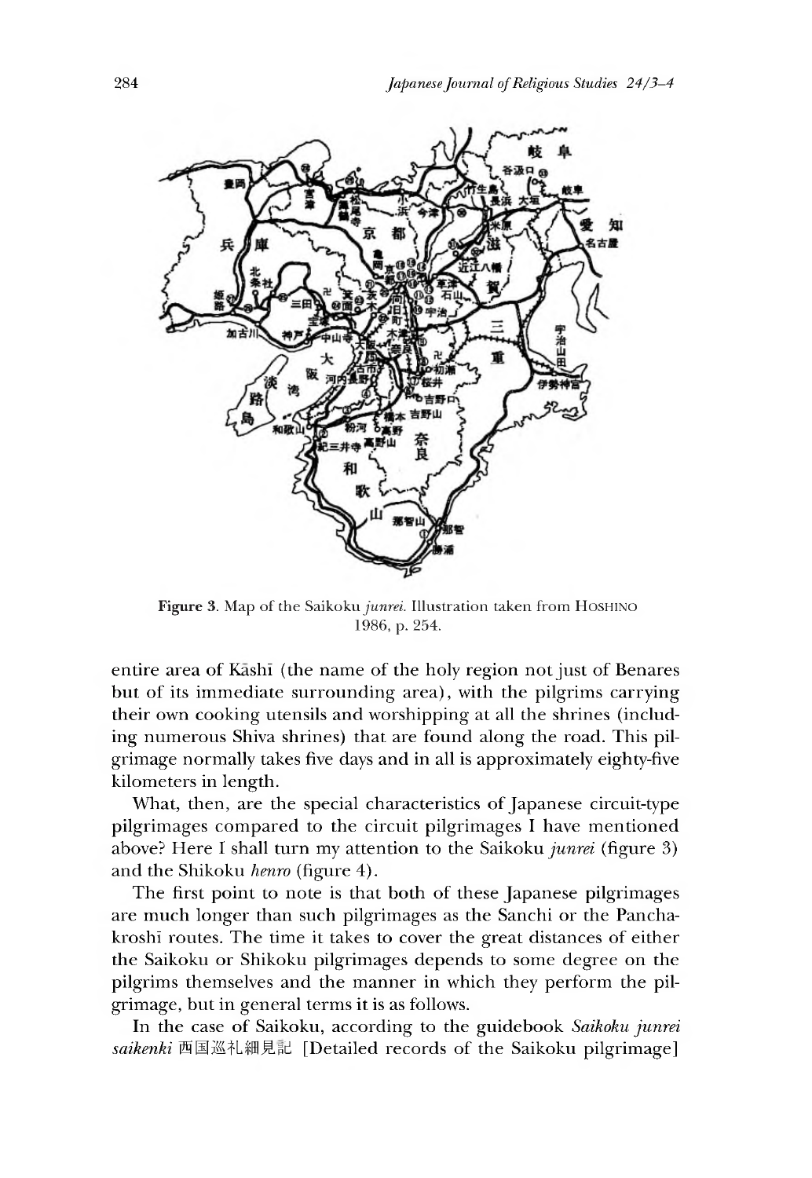Figure 3. Map of the Saikoku *junrei*. Illustration taken from HOSHINO 1986, p. 254.

entire area of Kāshī (the name of the holy region not just of Benares but of its immediate surrounding area), with the pilgrims carrying their own cooking utensils and worshipping at all the shrines (including numerous Shiva shrines) that are found along the road. This pilgrimage normally takes five days and in all is approximately eighty-five kilometers in length.

What, then, are the special characteristics of Japanese circuit-type pilgrimages compared to the circuit pilgrimages I have mentioned above? Here I shall turn my attention to the Saikoku *junrei* (figure 3) and the Shikoku *henro* (figure 4).

The first point to note is that both of these Japanese pilgrimages are much longer than such pilgrimages as the Sanchi or the Panchakroshī routes. The time it takes to cover the great distances of either the Saikoku or Shikoku pilgrimages depends to some degree on the pilgrims themselves and the manner in which they perform the pilgrimage, but in general terms it is as follows.

In the case of Saikoku, according to the guidebook *Saikoku junrei saikenki* 西国巡礼細見記 [Detailed records of the Saikoku pilgrimage]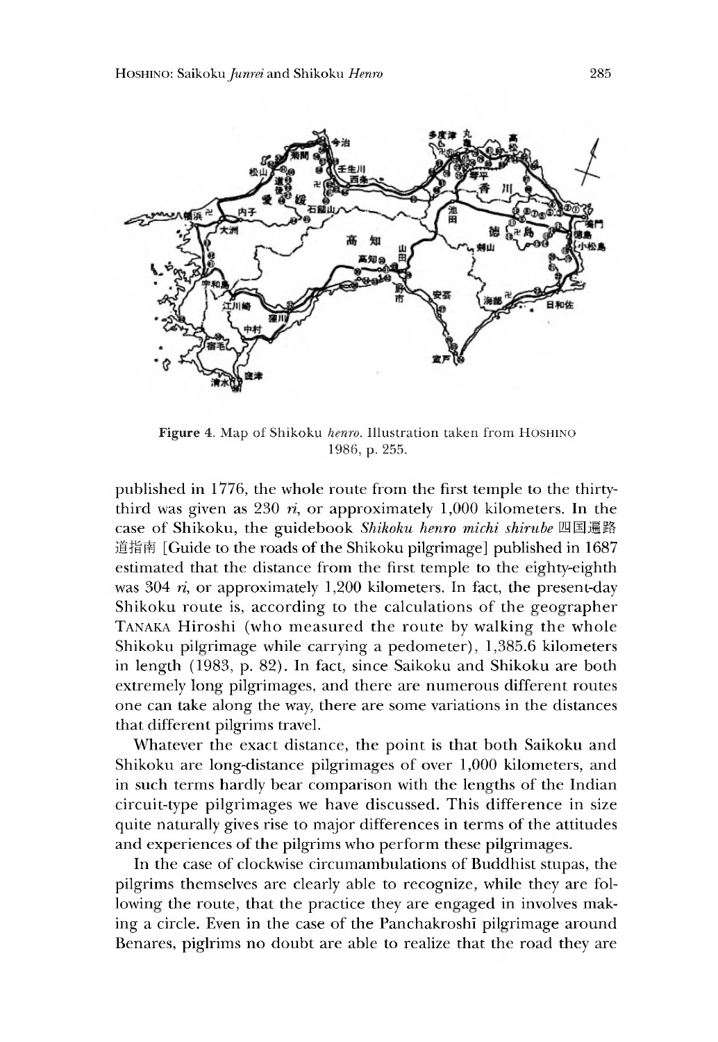Figure 4. Map of Shikoku *henro*. Illustration taken from HOSHINO 1986, p. 255.

published in 1776, the whole route from the first temple to the thirty-third was given as 230 *ri*, or approximately 1,000 kilometers. In the case of Shikoku, the guidebook *Shikoku henro michi shirube* 四国遍路道指南 [Guide to the roads of the Shikoku pilgrimage] published in 1687 estimated that the distance from the first temple to the eighty-eighth was 304 *ri*, or approximately 1,200 kilometers. In fact, the present-day Shikoku route is, according to the calculations of the geographer TANAKA Hiroshi (who measured the route by walking the whole Shikoku pilgrimage while carrying a pedometer), 1,385.6 kilometers in length (1983, p. 82). In fact, since Saikoku and Shikoku are both extremely long pilgrimages, and there are numerous different routes one can take along the way, there are some variations in the distances that different pilgrims travel.

Whatever the exact distance, the point is that both Saikoku and Shikoku are long-distance pilgrimages of over 1,000 kilometers, and in such terms hardly bear comparison with the lengths of the Indian circuit-type pilgrimages we have discussed. This difference in size quite naturally gives rise to major differences in terms of the attitudes and experiences of the pilgrims who perform these pilgrimages.

In the case of clockwise circumambulations of Buddhist stupas, the pilgrims themselves are clearly able to recognize, while they are following the route, that the practice they are engaged in involves making a circle. Even in the case of the Panchakroshi pilgrimage around Benares, piglrims no doubt are able to realize that the road they are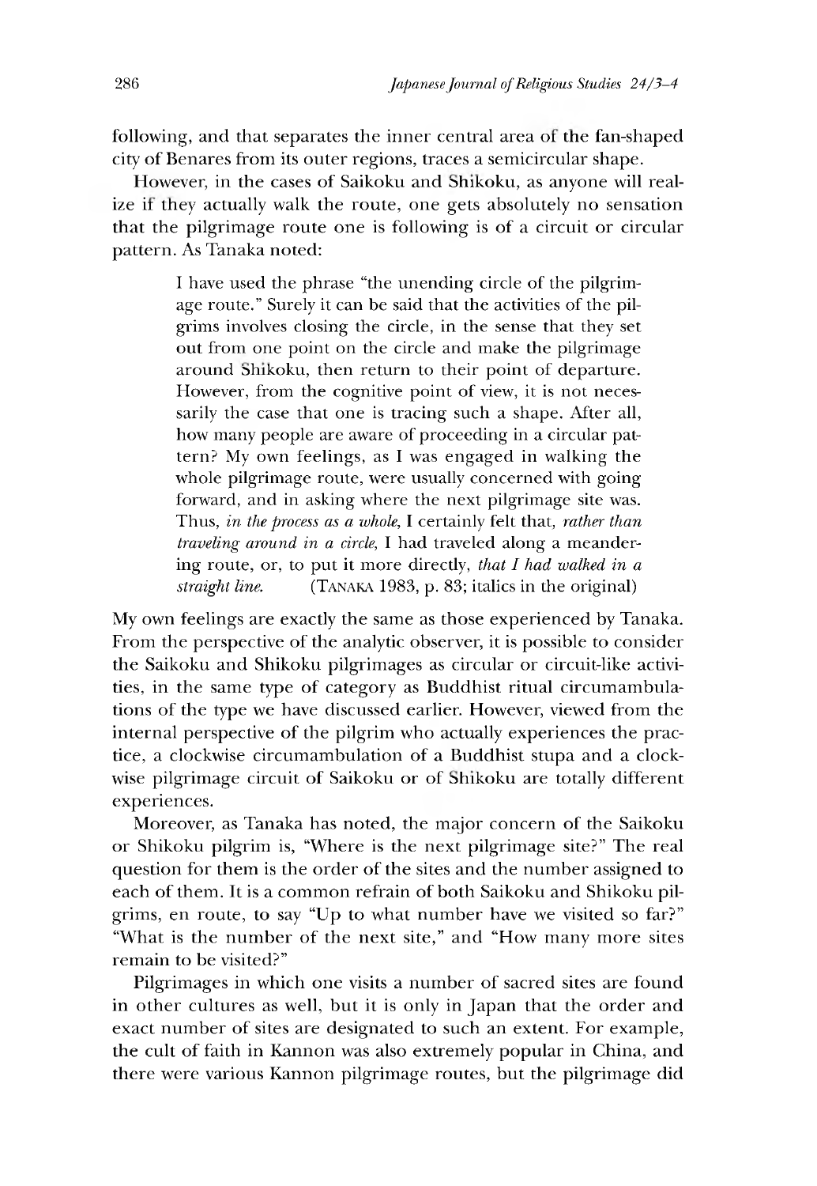following, and that separates the inner central area of the fan-shaped city of Benares from its outer regions, traces a semicircular shape.

However, in the cases of Saikoku and Shikoku, as anyone will realize if they actually walk the route, one gets absolutely no sensation that the pilgrimage route one is following is of a circuit or circular pattern. As Tanaka noted:

> I have used the phrase "the unending circle of the pilgrimage route." Surely it can be said that the activities of the pilgrims involves closing the circle, in the sense that they set out from one point on the circle and make the pilgrimage around Shikoku, then return to their point of departure. However, from the cognitive point of view, it is not necessarily the case that one is tracing such a shape. After all, how many people are aware of proceeding in a circular pattern? My own feelings, as I was engaged in walking the whole pilgrimage route, were usually concerned with going forward, and in asking where the next pilgrimage site was. Thus, *in the process as a whole*, I certainly felt that, *rather than traveling around in a circle*, I had traveled along a meandering route, or, to put it more directly, *that I had walked in a straight line.* (TANAKA 1983, p. 83; italics in the original)

My own feelings are exactly the same as those experienced by Tanaka. From the perspective of the analytic observer, it is possible to consider the Saikoku and Shikoku pilgrimages as circular or circuit-like activities, in the same type of category as Buddhist ritual circumambulations of the type we have discussed earlier. However, viewed from the internal perspective of the pilgrim who actually experiences the practice, a clockwise circumambulation of a Buddhist stupa and a clockwise pilgrimage circuit of Saikoku or of Shikoku are totally different experiences.

Moreover, as Tanaka has noted, the major concern of the Saikoku or Shikoku pilgrim is, "Where is the next pilgrimage site?" The real question for them is the order of the sites and the number assigned to each of them. It is a common refrain of both Saikoku and Shikoku pilgrims, en route, to say "Up to what number have we visited so far?" "What is the number of the next site," and "How many more sites remain to be visited?"

Pilgrimages in which one visits a number of sacred sites are found in other cultures as well, but it is only in Japan that the order and exact number of sites are designated to such an extent. For example, the cult of faith in Kannon was also extremely popular in China, and there were various Kannon pilgrimage routes, but the pilgrimage did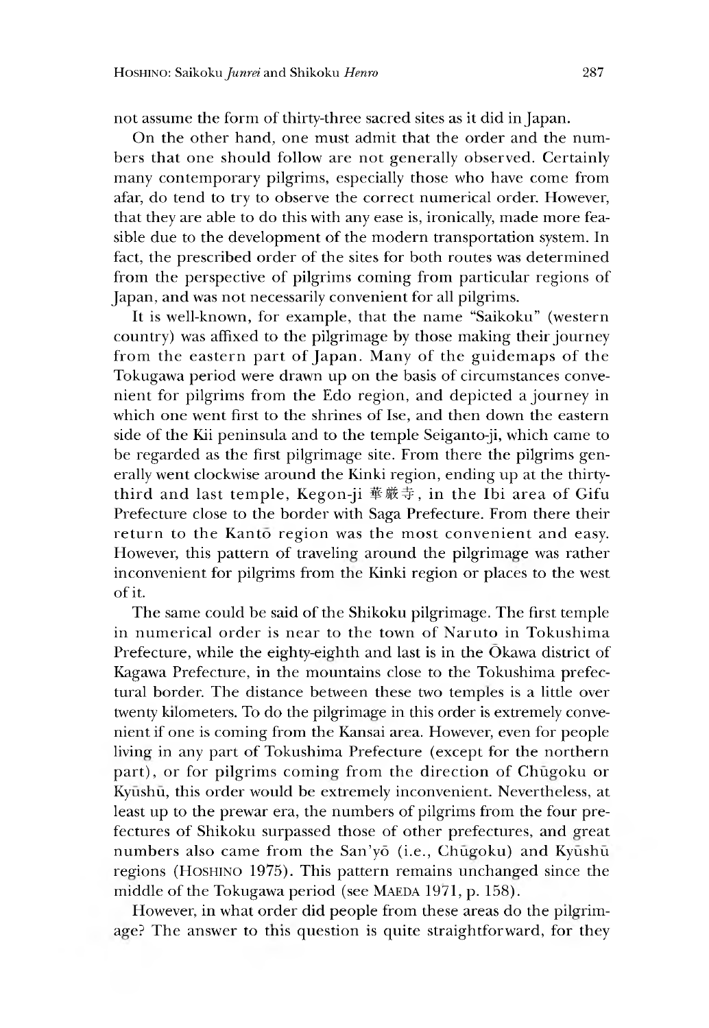not assume the form of thirty-three sacred sites as it did in Japan.

On the other hand, one must admit that the order and the numbers that one should follow are not generally observed. Certainly many contemporary pilgrims, especially those who have come from afar, do tend to try to observe the correct numerical order. However, that they are able to do this with any ease is, ironically, made more feasible due to the development of the modern transportation system. In fact, the prescribed order of the sites for both routes was determined from the perspective of pilgrims coming from particular regions of Japan, and was not necessarily convenient for all pilgrims.

It is well-known, for example, that the name "Saikoku" (western country) was affixed to the pilgrimage by those making their journey from the eastern part of Japan. Many of the guidemaps of the Tokugawa period were drawn up on the basis of circumstances convenient for pilgrims from the Edo region, and depicted a journey in which one went first to the shrines of Ise, and then down the eastern side of the Kii peninsula and to the temple Seiganto-ji, which came to be regarded as the first pilgrimage site. From there the pilgrims generally went clockwise around the Kinki region, ending up at the thirty-third and last temple, Kegon-ji 華厳寺, in the Ibi area of Gifu Prefecture close to the border with Saga Prefecture. From there their return to the Kantō region was the most convenient and easy. However, this pattern of traveling around the pilgrimage was rather inconvenient for pilgrims from the Kinki region or places to the west of it.

The same could be said of the Shikoku pilgrimage. The first temple in numerical order is near to the town of Naruto in Tokushima Prefecture, while the eighty-eighth and last is in the Ōkawa district of Kagawa Prefecture, in the mountains close to the Tokushima prefectural border. The distance between these two temples is a little over twenty kilometers. To do the pilgrimage in this order is extremely convenient if one is coming from the Kansai area. However, even for people living in any part of Tokushima Prefecture (except for the northern part), or for pilgrims coming from the direction of Chūgoku or Kyūshū, this order would be extremely inconvenient. Nevertheless, at least up to the prewar era, the numbers of pilgrims from the four prefectures of Shikoku surpassed those of other prefectures, and great numbers also came from the San'yō (i.e., Chūgoku) and Kyūshū regions (HOSHINO 1975). This pattern remains unchanged since the middle of the Tokugawa period (see MAEDA 1971, p. 158).

However, in what order did people from these areas do the pilgrimage? The answer to this question is quite straightforward, for they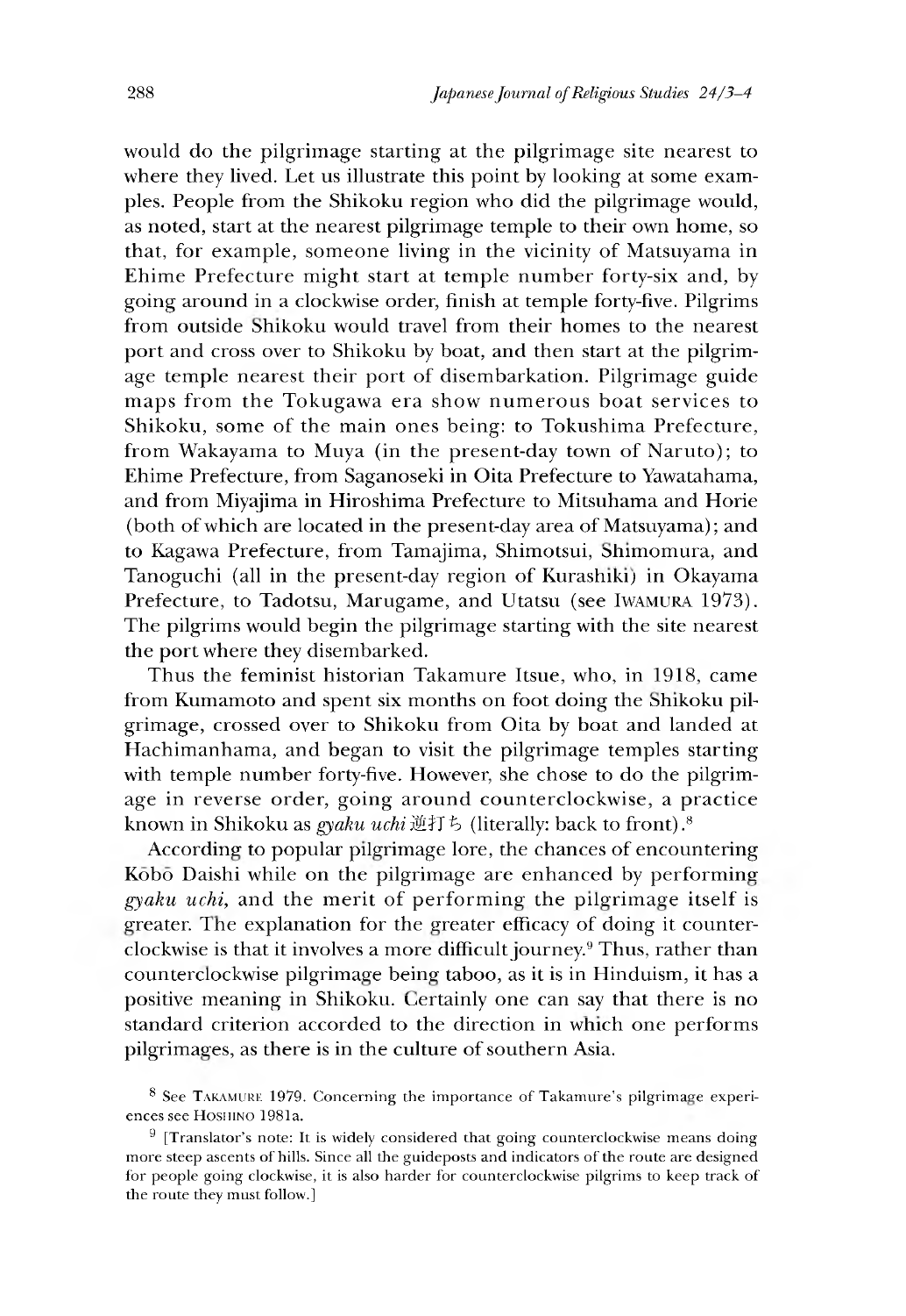would do the pilgrimage starting at the pilgrimage site nearest to where they lived. Let us illustrate this point by looking at some examples. People from the Shikoku region who did the pilgrimage would, as noted, start at the nearest pilgrimage temple to their own home, so that, for example, someone living in the vicinity of Matsuyama in Ehime Prefecture might start at temple number forty-six and, by going around in a clockwise order, finish at temple forty-five. Pilgrims from outside Shikoku would travel from their homes to the nearest port and cross over to Shikoku by boat, and then start at the pilgrimage temple nearest their port of disembarkation. Pilgrimage guide maps from the Tokugawa era show numerous boat services to Shikoku, some of the main ones being: to Tokushima Prefecture, from Wakayama to Muya (in the present-day town of Naruto); to Ehime Prefecture, from Saganoseki in Oita Prefecture to Yawatahama, and from Miyajima in Hiroshima Prefecture to Mitsuhama and Horie (both of which are located in the present-day area of Matsuyama); and to Kagawa Prefecture, from Tamajima, Shimotsui, Shimomura, and Tanoguchi (all in the present-day region of Kurashiki) in Okayama Prefecture, to Tadotsu, Marugame, and Utatsu (see IWAMURA 1973). The pilgrims would begin the pilgrimage starting with the site nearest the port where they disembarked.

Thus the feminist historian Takamure Itsue, who, in 1918, came from Kumamoto and spent six months on foot doing the Shikoku pilgrimage, crossed over to Shikoku from Oita by boat and landed at Hachimanhama, and began to visit the pilgrimage temples starting with temple number forty-five. However, she chose to do the pilgrimage in reverse order, going around counterclockwise, a practice known in Shikoku as *gyaku uchi* 逆打ち (literally: back to front).[8]

According to popular pilgrimage lore, the chances of encountering Kōbō Daishi while on the pilgrimage are enhanced by performing *gyaku uchi*, and the merit of performing the pilgrimage itself is greater. The explanation for the greater efficacy of doing it counterclockwise is that it involves a more difficult journey.[9] Thus, rather than counterclockwise pilgrimage being taboo, as it is in Hinduism, it has a positive meaning in Shikoku. Certainly one can say that there is no standard criterion accorded to the direction in which one performs pilgrimages, as there is in the culture of southern Asia.

---

[8] See TAKAMURE 1979. Concerning the importance of Takamure's pilgrimage experiences see HOSHINO 1981a.

[9] [Translator's note: It is widely considered that going counterclockwise means doing more steep ascents of hills. Since all the guideposts and indicators of the route are designed for people going clockwise, it is also harder for counterclockwise pilgrims to keep track of the route they must follow.]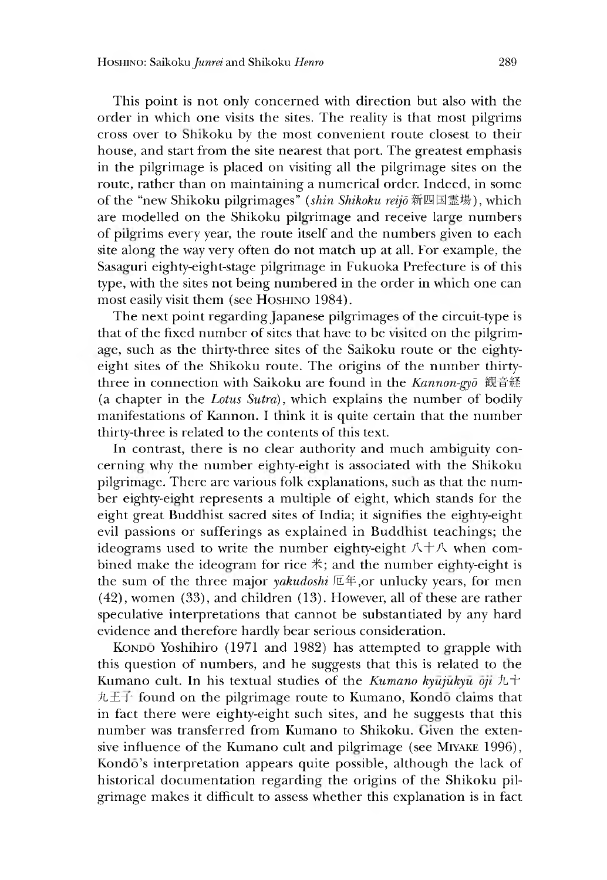This point is not only concerned with direction but also with the order in which one visits the sites. The reality is that most pilgrims cross over to Shikoku by the most convenient route closest to their house, and start from the site nearest that port. The greatest emphasis in the pilgrimage is placed on visiting all the pilgrimage sites on the route, rather than on maintaining a numerical order. Indeed, in some of the "new Shikoku pilgrimages" (*shin Shikoku reijō* 新四国霊場), which are modelled on the Shikoku pilgrimage and receive large numbers of pilgrims every year, the route itself and the numbers given to each site along the way very often do not match up at all. For example, the Sasaguri eighty-eight-stage pilgrimage in Fukuoka Prefecture is of this type, with the sites not being numbered in the order in which one can most easily visit them (see HOSHINO 1984).

The next point regarding Japanese pilgrimages of the circuit-type is that of the fixed number of sites that have to be visited on the pilgrimage, such as the thirty-three sites of the Saikoku route or the eighty-eight sites of the Shikoku route. The origins of the number thirty-three in connection with Saikoku are found in the *Kannon-gyō* 観音経 (a chapter in the *Lotus Sutra*), which explains the number of bodily manifestations of Kannon. I think it is quite certain that the number thirty-three is related to the contents of this text.

In contrast, there is no clear authority and much ambiguity concerning why the number eighty-eight is associated with the Shikoku pilgrimage. There are various folk explanations, such as that the number eighty-eight represents a multiple of eight, which stands for the eight great Buddhist sacred sites of India; it signifies the eighty-eight evil passions or sufferings as explained in Buddhist teachings; the ideograms used to write the number eighty-eight 八十八 when combined make the ideogram for rice 米; and the number eighty-eight is the sum of the three major *yakudoshi* 厄年,or unlucky years, for men (42), women (33), and children (13). However, all of these are rather speculative interpretations that cannot be substantiated by any hard evidence and therefore hardly bear serious consideration.

KONDŌ Yoshihiro (1971 and 1982) has attempted to grapple with this question of numbers, and he suggests that this is related to the Kumano cult. In his textual studies of the *Kumano kyūjūkyū ōji* 九十九王子 found on the pilgrimage route to Kumano, Kondō claims that in fact there were eighty-eight such sites, and he suggests that this number was transferred from Kumano to Shikoku. Given the extensive influence of the Kumano cult and pilgrimage (see MIYAKE 1996), Kondō's interpretation appears quite possible, although the lack of historical documentation regarding the origins of the Shikoku pilgrimage makes it difficult to assess whether this explanation is in fact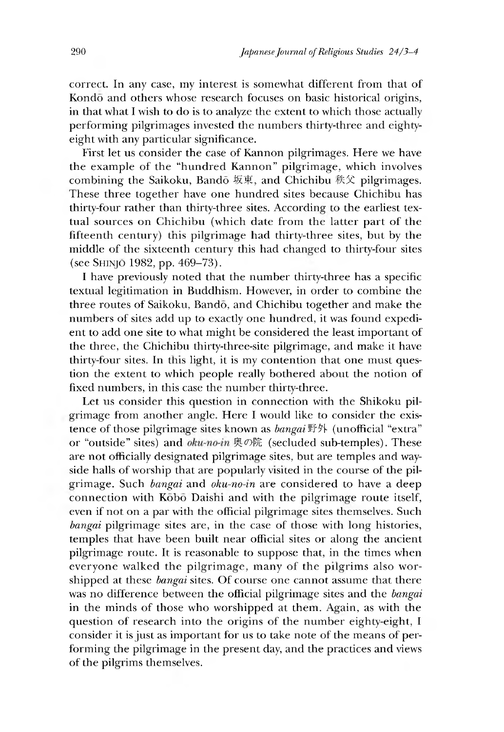correct. In any case, my interest is somewhat different from that of Kondō and others whose research focuses on basic historical origins, in that what I wish to do is to analyze the extent to which those actually performing pilgrimages invested the numbers thirty-three and eighty-eight with any particular significance.

First let us consider the case of Kannon pilgrimages. Here we have the example of the "hundred Kannon" pilgrimage, which involves combining the Saikoku, Bandō 坂東, and Chichibu 秩父 pilgrimages. These three together have one hundred sites because Chichibu has thirty-four rather than thirty-three sites. According to the earliest textual sources on Chichibu (which date from the latter part of the fifteenth century) this pilgrimage had thirty-three sites, but by the middle of the sixteenth century this had changed to thirty-four sites (see SHINJŌ 1982, pp. 469–73).

I have previously noted that the number thirty-three has a specific textual legitimation in Buddhism. However, in order to combine the three routes of Saikoku, Bandō, and Chichibu together and make the numbers of sites add up to exactly one hundred, it was found expedient to add one site to what might be considered the least important of the three, the Chichibu thirty-three-site pilgrimage, and make it have thirty-four sites. In this light, it is my contention that one must question the extent to which people really bothered about the notion of fixed numbers, in this case the number thirty-three.

Let us consider this question in connection with the Shikoku pilgrimage from another angle. Here I would like to consider the existence of those pilgrimage sites known as *bangai* 野外 (unofficial "extra" or "outside" sites) and *oku-no-in* 奥の院 (secluded sub-temples). These are not officially designated pilgrimage sites, but are temples and wayside halls of worship that are popularly visited in the course of the pilgrimage. Such *bangai* and *oku-no-in* are considered to have a deep connection with Kōbō Daishi and with the pilgrimage route itself, even if not on a par with the official pilgrimage sites themselves. Such *bangai* pilgrimage sites are, in the case of those with long histories, temples that have been built near official sites or along the ancient pilgrimage route. It is reasonable to suppose that, in the times when everyone walked the pilgrimage, many of the pilgrims also worshipped at these *bangai* sites. Of course one cannot assume that there was no difference between the official pilgrimage sites and the *bangai* in the minds of those who worshipped at them. Again, as with the question of research into the origins of the number eighty-eight, I consider it is just as important for us to take note of the means of performing the pilgrimage in the present day, and the practices and views of the pilgrims themselves.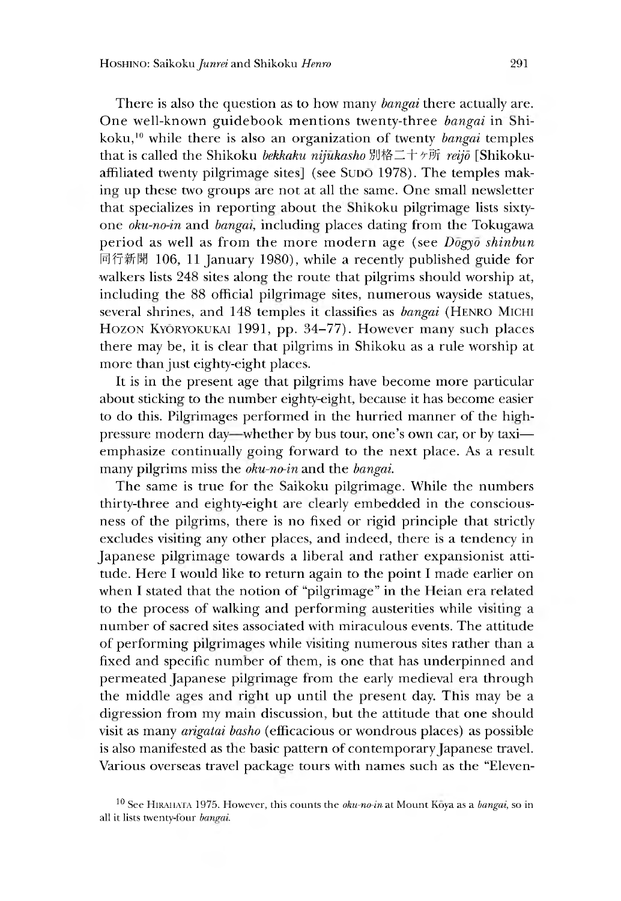There is also the question as to how many *bangai* there actually are. One well-known guidebook mentions twenty-three *bangai* in Shikoku,[10] while there is also an organization of twenty *bangai* temples that is called the Shikoku *bekkaku nijūkasho* 別格二十ヶ所 *reijō* [Shikoku-affiliated twenty pilgrimage sites] (see SUDŌ 1978). The temples making up these two groups are not at all the same. One small newsletter that specializes in reporting about the Shikoku pilgrimage lists sixty-one *oku-no-in* and *bangai*, including places dating from the Tokugawa period as well as from the more modern age (see *Dōgyō shinbun* 同行新聞 106, 11 January 1980), while a recently published guide for walkers lists 248 sites along the route that pilgrims should worship at, including the 88 official pilgrimage sites, numerous wayside statues, several shrines, and 148 temples it classifies as *bangai* (HENRO MICHI HOZON KYŌRYOKUKAI 1991, pp. 34–77). However many such places there may be, it is clear that pilgrims in Shikoku as a rule worship at more than just eighty-eight places.

It is in the present age that pilgrims have become more particular about sticking to the number eighty-eight, because it has become easier to do this. Pilgrimages performed in the hurried manner of the high-pressure modern day—whether by bus tour, one's own car, or by taxi—emphasize continually going forward to the next place. As a result many pilgrims miss the *oku-no-in* and the *bangai*.

The same is true for the Saikoku pilgrimage. While the numbers thirty-three and eighty-eight are clearly embedded in the consciousness of the pilgrims, there is no fixed or rigid principle that strictly excludes visiting any other places, and indeed, there is a tendency in Japanese pilgrimage towards a liberal and rather expansionist attitude. Here I would like to return again to the point I made earlier on when I stated that the notion of "pilgrimage" in the Heian era related to the process of walking and performing austerities while visiting a number of sacred sites associated with miraculous events. The attitude of performing pilgrimages while visiting numerous sites rather than a fixed and specific number of them, is one that has underpinned and permeated Japanese pilgrimage from the early medieval era through the middle ages and right up until the present day. This may be a digression from my main discussion, but the attitude that one should visit as many *arigatai basho* (efficacious or wondrous places) as possible is also manifested as the basic pattern of contemporary Japanese travel. Various overseas travel package tours with names such as the "Eleven-

[10] See HIRAHATA 1975. However, this counts the *oku-no-in* at Mount Kōya as a *bangai*, so in all it lists twenty-four *bangai*.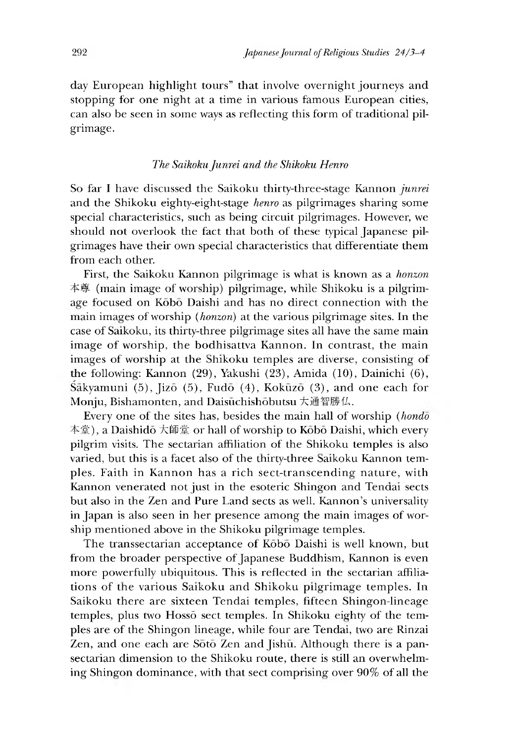day European highlight tours" that involve overnight journeys and stopping for one night at a time in various famous European cities, can also be seen in some ways as reflecting this form of traditional pilgrimage.

### *The Saikoku Junrei and the Shikoku Henro*

So far I have discussed the Saikoku thirty-three-stage Kannon *junrei* and the Shikoku eighty-eight-stage *henro* as pilgrimages sharing some special characteristics, such as being circuit pilgrimages. However, we should not overlook the fact that both of these typical Japanese pilgrimages have their own special characteristics that differentiate them from each other.

First, the Saikoku Kannon pilgrimage is what is known as a *honzon* 本尊 (main image of worship) pilgrimage, while Shikoku is a pilgrimage focused on Kōbō Daishi and has no direct connection with the main images of worship (*honzon*) at the various pilgrimage sites. In the case of Saikoku, its thirty-three pilgrimage sites all have the same main image of worship, the bodhisattva Kannon. In contrast, the main images of worship at the Shikoku temples are diverse, consisting of the following: Kannon (29), Yakushi (23), Amida (10), Dainichi (6), Śākyamuni (5), Jizō (5), Fudō (4), Kokūzō (3), and one each for Monju, Bishamonten, and Daisūchishōbutsu 大通智勝仏.

Every one of the sites has, besides the main hall of worship (*hondō* 本堂), a Daishidō 大師堂 or hall of worship to Kōbō Daishi, which every pilgrim visits. The sectarian affiliation of the Shikoku temples is also varied, but this is a facet also of the thirty-three Saikoku Kannon temples. Faith in Kannon has a rich sect-transcending nature, with Kannon venerated not just in the esoteric Shingon and Tendai sects but also in the Zen and Pure Land sects as well. Kannon's universality in Japan is also seen in her presence among the main images of worship mentioned above in the Shikoku pilgrimage temples.

The transsectarian acceptance of Kōbō Daishi is well known, but from the broader perspective of Japanese Buddhism, Kannon is even more powerfully ubiquitous. This is reflected in the sectarian affiliations of the various Saikoku and Shikoku pilgrimage temples. In Saikoku there are sixteen Tendai temples, fifteen Shingon-lineage temples, plus two Hossō sect temples. In Shikoku eighty of the temples are of the Shingon lineage, while four are Tendai, two are Rinzai Zen, and one each are Sōtō Zen and Jishū. Although there is a pan-sectarian dimension to the Shikoku route, there is still an overwhelming Shingon dominance, with that sect comprising over 90% of all the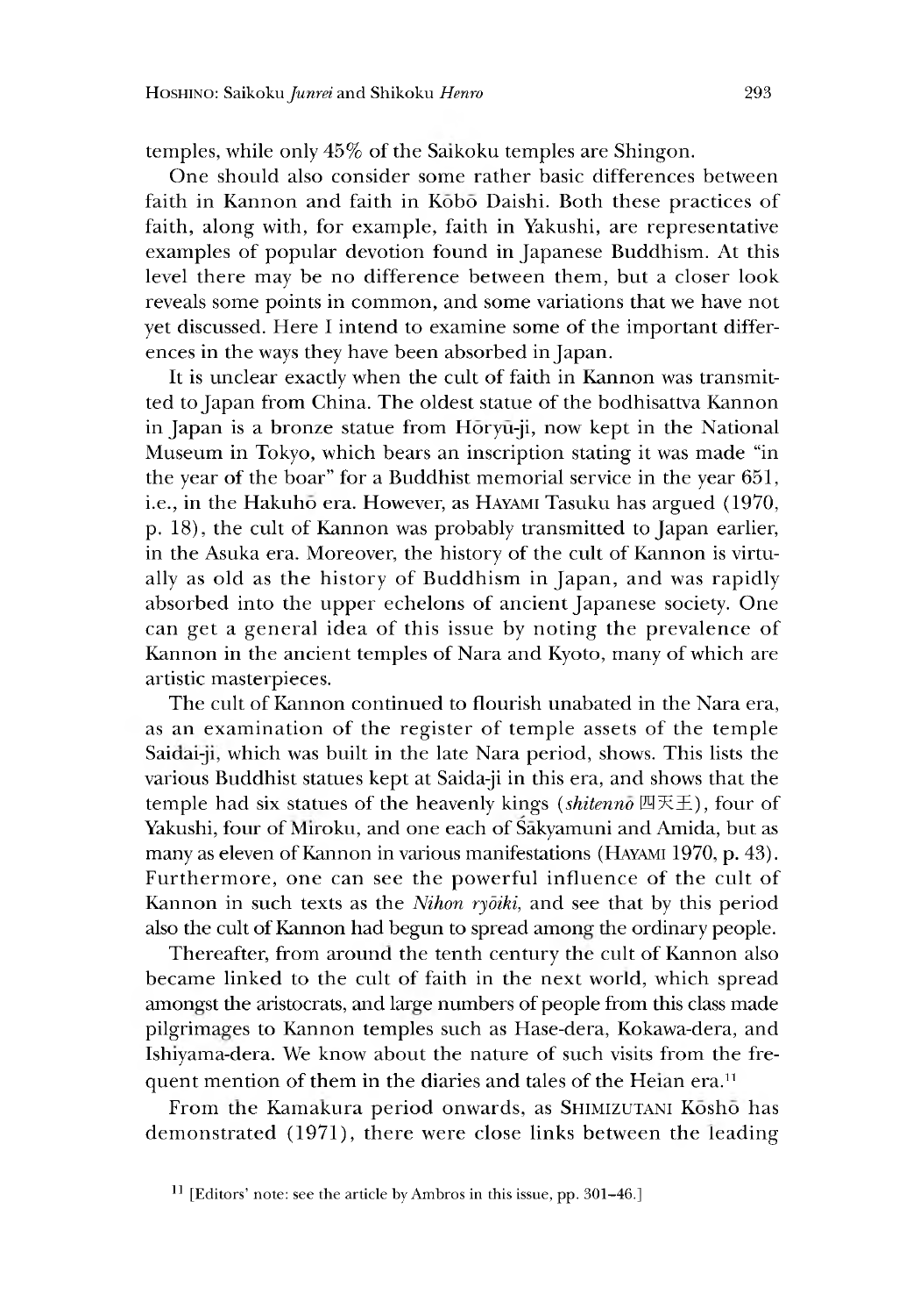temples, while only 45% of the Saikoku temples are Shingon.

One should also consider some rather basic differences between faith in Kannon and faith in Kōbō Daishi. Both these practices of faith, along with, for example, faith in Yakushi, are representative examples of popular devotion found in Japanese Buddhism. At this level there may be no difference between them, but a closer look reveals some points in common, and some variations that we have not yet discussed. Here I intend to examine some of the important differences in the ways they have been absorbed in Japan.

It is unclear exactly when the cult of faith in Kannon was transmitted to Japan from China. The oldest statue of the bodhisattva Kannon in Japan is a bronze statue from Hōryū-ji, now kept in the National Museum in Tokyo, which bears an inscription stating it was made "in the year of the boar" for a Buddhist memorial service in the year 651, i.e., in the Hakuhō era. However, as HAYAMI Tasuku has argued (1970, p. 18), the cult of Kannon was probably transmitted to Japan earlier, in the Asuka era. Moreover, the history of the cult of Kannon is virtually as old as the history of Buddhism in Japan, and was rapidly absorbed into the upper echelons of ancient Japanese society. One can get a general idea of this issue by noting the prevalence of Kannon in the ancient temples of Nara and Kyoto, many of which are artistic masterpieces.

The cult of Kannon continued to flourish unabated in the Nara era, as an examination of the register of temple assets of the temple Saidai-ji, which was built in the late Nara period, shows. This lists the various Buddhist statues kept at Saida-ji in this era, and shows that the temple had six statues of the heavenly kings (*shitennō* 四天王), four of Yakushi, four of Miroku, and one each of Śākyamuni and Amida, but as many as eleven of Kannon in various manifestations (HAYAMI 1970, p. 43). Furthermore, one can see the powerful influence of the cult of Kannon in such texts as the *Nihon ryōiki*, and see that by this period also the cult of Kannon had begun to spread among the ordinary people.

Thereafter, from around the tenth century the cult of Kannon also became linked to the cult of faith in the next world, which spread amongst the aristocrats, and large numbers of people from this class made pilgrimages to Kannon temples such as Hase-dera, Kokawa-dera, and Ishiyama-dera. We know about the nature of such visits from the frequent mention of them in the diaries and tales of the Heian era.[11]

From the Kamakura period onwards, as SHIMIZUTANI Kōshō has demonstrated (1971), there were close links between the leading

[11] [Editors' note: see the article by Ambros in this issue, pp. 301–46.]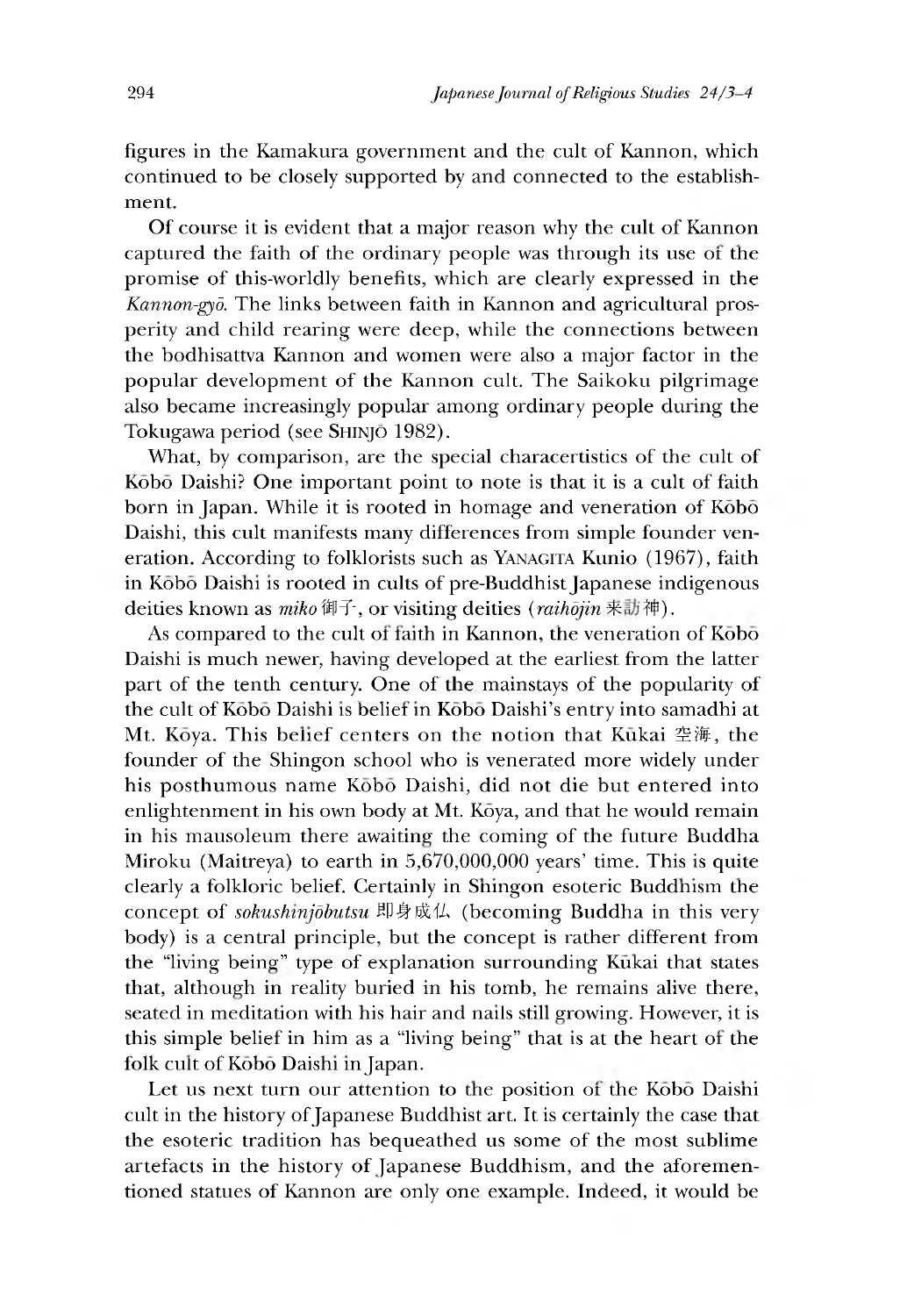figures in the Kamakura government and the cult of Kannon, which continued to be closely supported by and connected to the establishment.

Of course it is evident that a major reason why the cult of Kannon captured the faith of the ordinary people was through its use of the promise of this-worldly benefits, which are clearly expressed in the *Kannon-gyō*. The links between faith in Kannon and agricultural prosperity and child rearing were deep, while the connections between the bodhisattva Kannon and women were also a major factor in the popular development of the Kannon cult. The Saikoku pilgrimage also became increasingly popular among ordinary people during the Tokugawa period (see SHINJŌ 1982).

What, by comparison, are the special characertistics of the cult of Kōbō Daishi? One important point to note is that it is a cult of faith born in Japan. While it is rooted in homage and veneration of Kōbō Daishi, this cult manifests many differences from simple founder veneration. According to folklorists such as YANAGITA Kunio (1967), faith in Kōbō Daishi is rooted in cults of pre-Buddhist Japanese indigenous deities known as *miko* 御子, or visiting deities (*raihōjin* 来訪神).

As compared to the cult of faith in Kannon, the veneration of Kōbō Daishi is much newer, having developed at the earliest from the latter part of the tenth century. One of the mainstays of the popularity of the cult of Kōbō Daishi is belief in Kōbō Daishi's entry into samadhi at Mt. Kōya. This belief centers on the notion that Kūkai 空海, the founder of the Shingon school who is venerated more widely under his posthumous name Kōbō Daishi, did not die but entered into enlightenment in his own body at Mt. Kōya, and that he would remain in his mausoleum there awaiting the coming of the future Buddha Miroku (Maitreya) to earth in 5,670,000,000 years' time. This is quite clearly a folkloric belief. Certainly in Shingon esoteric Buddhism the concept of *sokushinjōbutsu* 即身成仏 (becoming Buddha in this very body) is a central principle, but the concept is rather different from the "living being" type of explanation surrounding Kūkai that states that, although in reality buried in his tomb, he remains alive there, seated in meditation with his hair and nails still growing. However, it is this simple belief in him as a "living being" that is at the heart of the folk cult of Kōbō Daishi in Japan.

Let us next turn our attention to the position of the Kōbō Daishi cult in the history of Japanese Buddhist art. It is certainly the case that the esoteric tradition has bequeathed us some of the most sublime artefacts in the history of Japanese Buddhism, and the aforementioned statues of Kannon are only one example. Indeed, it would be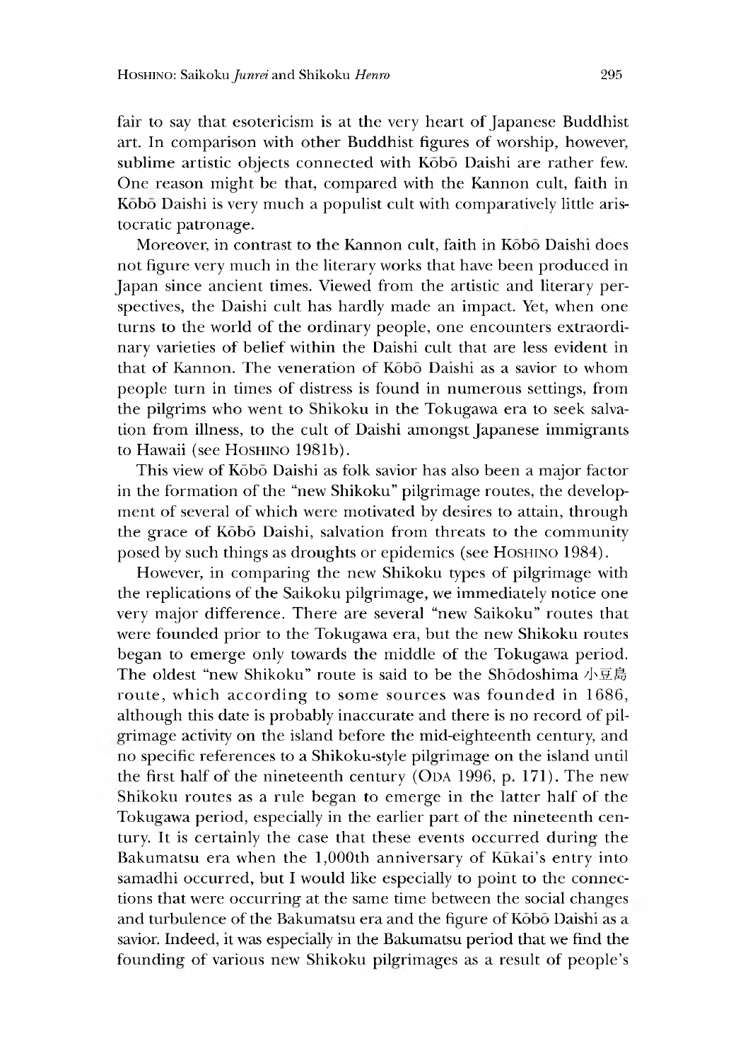fair to say that esotericism is at the very heart of Japanese Buddhist art. In comparison with other Buddhist figures of worship, however, sublime artistic objects connected with Kōbō Daishi are rather few. One reason might be that, compared with the Kannon cult, faith in Kōbō Daishi is very much a populist cult with comparatively little aristocratic patronage.

Moreover, in contrast to the Kannon cult, faith in Kōbō Daishi does not figure very much in the literary works that have been produced in Japan since ancient times. Viewed from the artistic and literary perspectives, the Daishi cult has hardly made an impact. Yet, when one turns to the world of the ordinary people, one encounters extraordinary varieties of belief within the Daishi cult that are less evident in that of Kannon. The veneration of Kōbō Daishi as a savior to whom people turn in times of distress is found in numerous settings, from the pilgrims who went to Shikoku in the Tokugawa era to seek salvation from illness, to the cult of Daishi amongst Japanese immigrants to Hawaii (see Hoshino 1981b).

This view of Kōbō Daishi as folk savior has also been a major factor in the formation of the "new Shikoku" pilgrimage routes, the development of several of which were motivated by desires to attain, through the grace of Kōbō Daishi, salvation from threats to the community posed by such things as droughts or epidemics (see Hoshino 1984).

However, in comparing the new Shikoku types of pilgrimage with the replications of the Saikoku pilgrimage, we immediately notice one very major difference. There are several "new Saikoku" routes that were founded prior to the Tokugawa era, but the new Shikoku routes began to emerge only towards the middle of the Tokugawa period. The oldest "new Shikoku" route is said to be the Shōdoshima 小豆島 route, which according to some sources was founded in 1686, although this date is probably inaccurate and there is no record of pilgrimage activity on the island before the mid-eighteenth century, and no specific references to a Shikoku-style pilgrimage on the island until the first half of the nineteenth century (Oda 1996, p. 171). The new Shikoku routes as a rule began to emerge in the latter half of the Tokugawa period, especially in the earlier part of the nineteenth century. It is certainly the case that these events occurred during the Bakumatsu era when the 1,000th anniversary of Kūkai's entry into samadhi occurred, but I would like especially to point to the connections that were occurring at the same time between the social changes and turbulence of the Bakumatsu era and the figure of Kōbō Daishi as a savior. Indeed, it was especially in the Bakumatsu period that we find the founding of various new Shikoku pilgrimages as a result of people's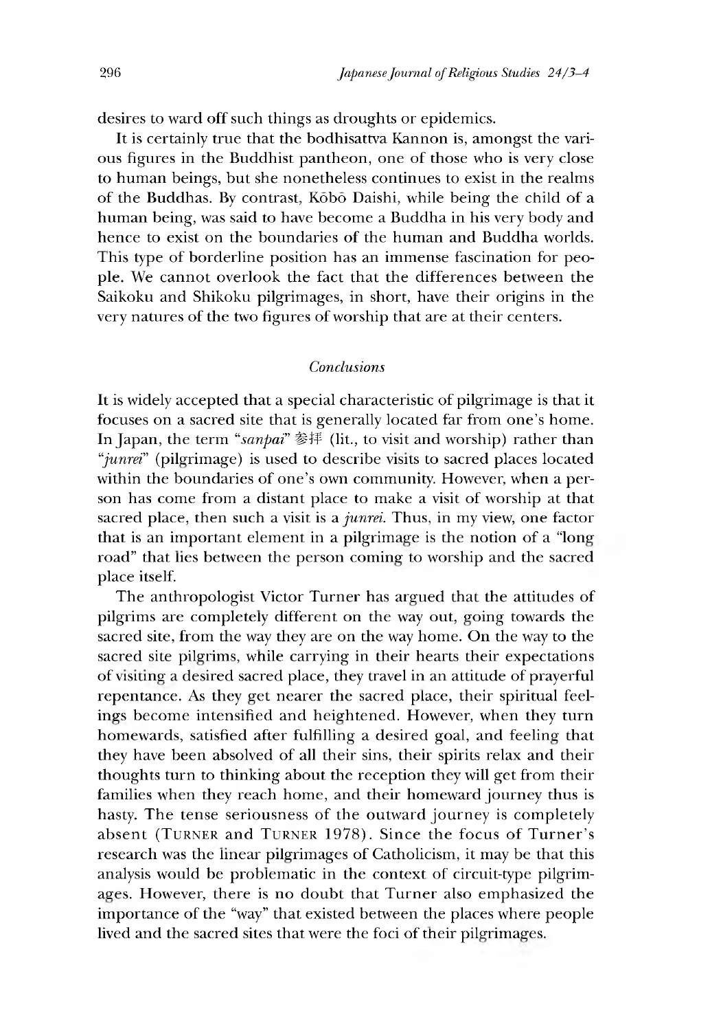desires to ward off such things as droughts or epidemics.

It is certainly true that the bodhisattva Kannon is, amongst the various figures in the Buddhist pantheon, one of those who is very close to human beings, but she nonetheless continues to exist in the realms of the Buddhas. By contrast, Kōbō Daishi, while being the child of a human being, was said to have become a Buddha in his very body and hence to exist on the boundaries of the human and Buddha worlds. This type of borderline position has an immense fascination for people. We cannot overlook the fact that the differences between the Saikoku and Shikoku pilgrimages, in short, have their origins in the very natures of the two figures of worship that are at their centers.

## *Conclusions*

It is widely accepted that a special characteristic of pilgrimage is that it focuses on a sacred site that is generally located far from one's home. In Japan, the term "*sanpai*" 参拝 (lit., to visit and worship) rather than "*junrei*" (pilgrimage) is used to describe visits to sacred places located within the boundaries of one's own community. However, when a person has come from a distant place to make a visit of worship at that sacred place, then such a visit is a *junrei*. Thus, in my view, one factor that is an important element in a pilgrimage is the notion of a "long road" that lies between the person coming to worship and the sacred place itself.

The anthropologist Victor Turner has argued that the attitudes of pilgrims are completely different on the way out, going towards the sacred site, from the way they are on the way home. On the way to the sacred site pilgrims, while carrying in their hearts their expectations of visiting a desired sacred place, they travel in an attitude of prayerful repentance. As they get nearer the sacred place, their spiritual feelings become intensified and heightened. However, when they turn homewards, satisfied after fulfilling a desired goal, and feeling that they have been absolved of all their sins, their spirits relax and their thoughts turn to thinking about the reception they will get from their families when they reach home, and their homeward journey thus is hasty. The tense seriousness of the outward journey is completely absent (TURNER and TURNER 1978). Since the focus of Turner's research was the linear pilgrimages of Catholicism, it may be that this analysis would be problematic in the context of circuit-type pilgrimages. However, there is no doubt that Turner also emphasized the importance of the "way" that existed between the places where people lived and the sacred sites that were the foci of their pilgrimages.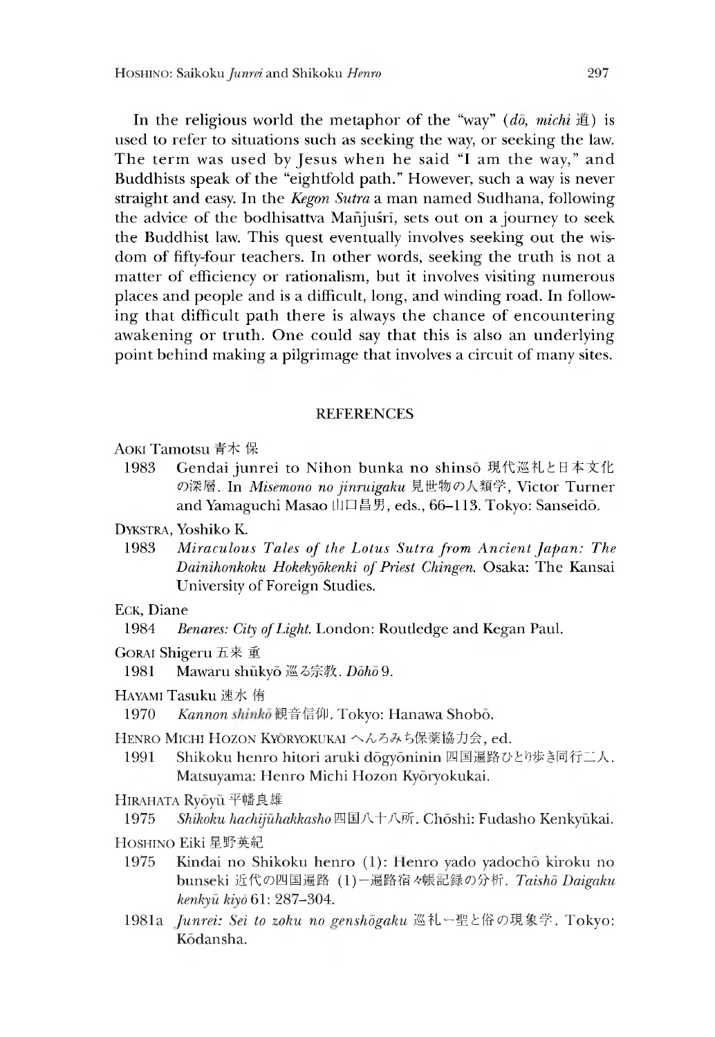In the religious world the metaphor of the "way" (*dō, michi* 道) is used to refer to situations such as seeking the way, or seeking the law. The term was used by Jesus when he said "I am the way," and Buddhists speak of the "eightfold path." However, such a way is never straight and easy. In the *Kegon Sutra* a man named Sudhana, following the advice of the bodhisattva Mañjuśrī, sets out on a journey to seek the Buddhist law. This quest eventually involves seeking out the wisdom of fifty-four teachers. In other words, seeking the truth is not a matter of efficiency or rationalism, but it involves visiting numerous places and people and is a difficult, long, and winding road. In following that difficult path there is always the chance of encountering awakening or truth. One could say that this is also an underlying point behind making a pilgrimage that involves a circuit of many sites.

## REFERENCES

AOKI Tamotsu 青木 保

1983 Gendai junrei to Nihon bunka no shinsō 現代巡礼と日本文化の深層. In *Misemono no jinruigaku* 見世物の人類学, Victor Turner and Yamaguchi Masao 山口昌男, eds., 66–113. Tokyo: Sanseidō.

DYKSTRA, Yoshiko K.

1983 *Miraculous Tales of the Lotus Sutra from Ancient Japan: The Dainihonkoku Hokekyōkenki of Priest Chingen.* Osaka: The Kansai University of Foreign Studies.

ECK, Diane

1984 *Benares: City of Light.* London: Routledge and Kegan Paul.

GORAI Shigeru 五来 重

1981 Mawaru shūkyō 巡る宗教. *Dōhō* 9.

HAYAMI Tasuku 速水 侑

1970 *Kannon shinkō* 観音信仰. Tokyo: Hanawa Shobō.

HENRO MICHI HOZON KYŌRYOKUKAI へんろみち保薬協力会, ed.

1991 Shikoku henro hitori aruki dōgyōninin 四国遍路ひとり歩き同行二人. Matsuyama: Henro Michi Hozon Kyōryokukai.

HIRAHATA Ryōyū 平幡良雄

1975 *Shikoku hachijūhakkasho* 四国八十八所. Chōshi: Fudasho Kenkyūkai.

HOSHINO Eiki 星野英紀

1975 Kindai no Shikoku henro (1): Henro yado yadochō kiroku no bunseki 近代の四国遍路 (1)—遍路宿々帳記録の分析. *Taishō Daigaku kenkyū kiyō* 61: 287–304.

1981a *Junrei: Sei to zoku no genshōgaku* 巡礼—聖と俗の現象学. Tokyo: Kōdansha.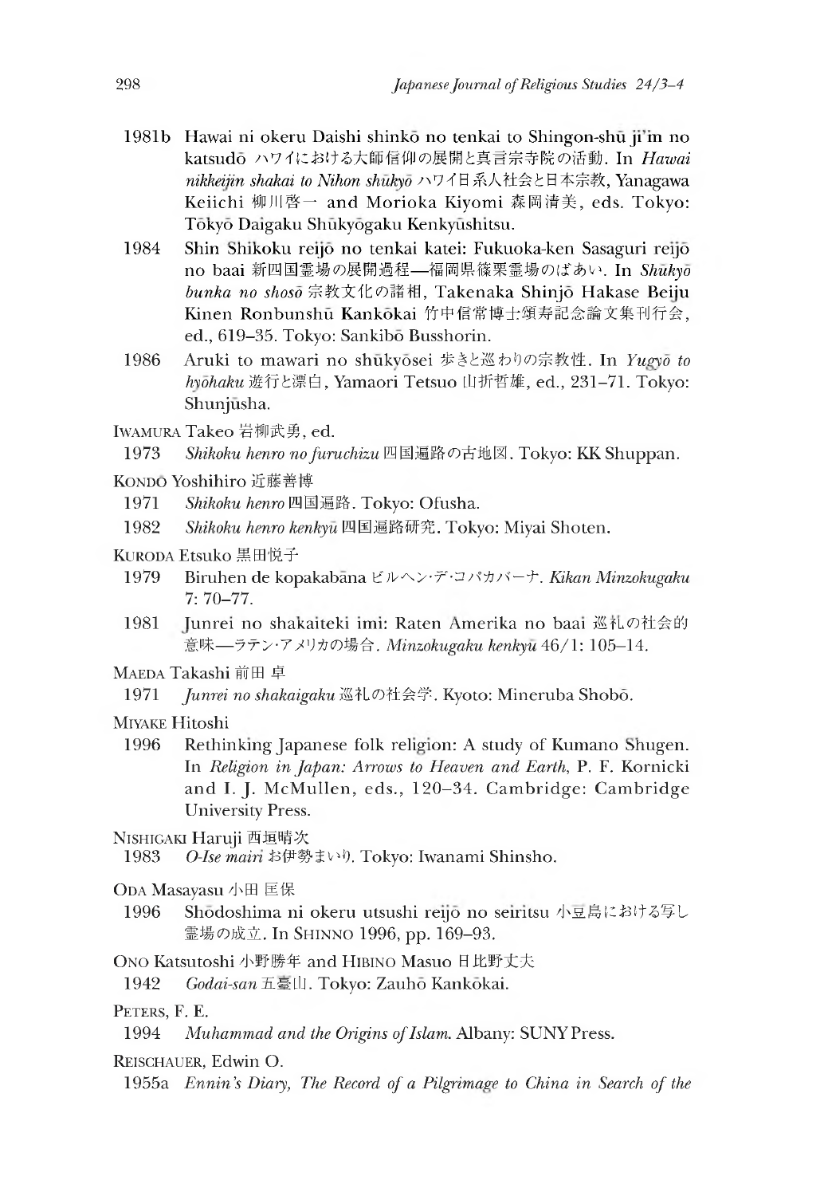1981b Hawai ni okeru Daishi shinkō no tenkai to Shingon-shū ji'in no katsudō ハワイにおける大師信仰の展開と真言宗寺院の活動. In *Hawai nikkeijin shakai to Nihon shūkyō* ハワイ日系人社会と日本宗教, Yanagawa Keiichi 柳川啓一 and Morioka Kiyomi 森岡清美, eds. Tokyo: Tōkyō Daigaku Shūkyōgaku Kenkyūshitsu.

1984 Shin Shikoku reijō no tenkai katei: Fukuoka-ken Sasaguri reijō no baai 新四国霊場の展開過程—福岡県篠栗霊場のばあい. In *Shūkyō bunka no shosō* 宗教文化の諸相, Takenaka Shinjō Hakase Beiju Kinen Ronbunshū Kankōkai 竹中信常博士頌寿記念論文集刊行会, ed., 619–35. Tokyo: Sankibō Busshorin.

1986 Aruki to mawari no shūkyōsei 歩きと巡わりの宗教性. In *Yugyō to hyōhaku* 遊行と漂白, Yamaori Tetsuo 山折哲雄, ed., 231–71. Tokyo: Shunjūsha.

IWAMURA Takeo 岩柳武勇, ed.

1973 *Shikoku henro no furuchizu* 四国遍路の古地図. Tokyo: KK Shuppan.

KONDŌ Yoshihiro 近藤善博

1971 *Shikoku henro* 四国遍路. Tokyo: Ofusha.

1982 *Shikoku henro kenkyū* 四国遍路研究. Tokyo: Miyai Shoten.

KURODA Etsuko 黒田悦子

1979 Biruhen de kopakabāna ビルヘン·デ·コパカバーナ. *Kikan Minzokugaku* 7: 70–77.

1981 Junrei no shakaiteki imi: Raten Amerika no baai 巡礼の社会的意味—ラテン·アメリカの場合. *Minzokugaku kenkyū* 46/1: 105–14.

MAEDA Takashi 前田 卓

1971 *Junrei no shakaigaku* 巡礼の社会学. Kyoto: Mineruba Shobō.

MIYAKE Hitoshi

1996 Rethinking Japanese folk religion: A study of Kumano Shugen. In *Religion in Japan: Arrows to Heaven and Earth*, P. F. Kornicki and I. J. McMullen, eds., 120–34. Cambridge: Cambridge University Press.

NISHIGAKI Haruji 西垣晴次

1983 *O-Ise mairi* お伊勢まいり. Tokyo: Iwanami Shinsho.

ODA Masayasu 小田 匡保

1996 Shōdoshima ni okeru utsushi reijō no seiritsu 小豆島における写し霊場の成立. In SHINNO 1996, pp. 169–93.

ONO Katsutoshi 小野勝年 and HIBINO Masuo 日比野丈夫

1942 *Godai-san* 五臺山. Tokyo: Zauhō Kankōkai.

PETERS, F. E.

1994 *Muhammad and the Origins of Islam.* Albany: SUNY Press.

REISCHAUER, Edwin O.

1955a *Ennin's Diary, The Record of a Pilgrimage to China in Search of the*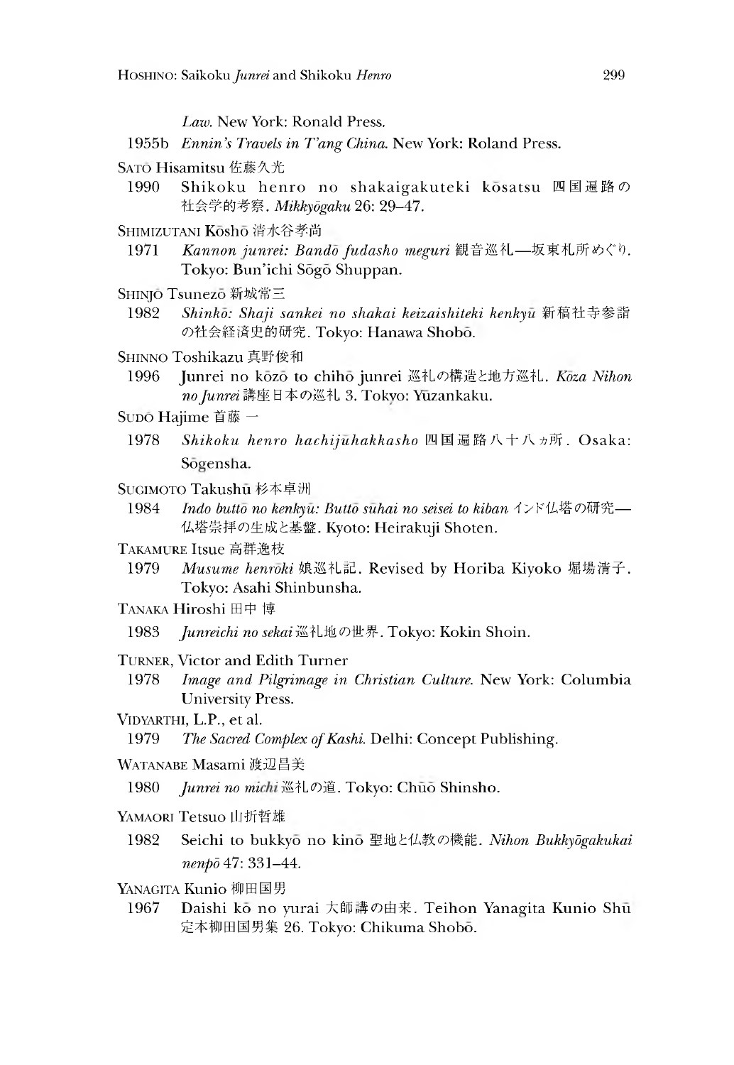*Law.* New York: Ronald Press.

1955b *Ennin's Travels in T'ang China.* New York: Roland Press.

SATŌ Hisamitsu 佐藤久光

1990 Shikoku henro no shakaigakuteki kōsatsu 四国遍路の社会学的考察. *Mikkyōgaku* 26: 29–47.

SHIMIZUTANI Kōshō 清水谷孝尚

1971 *Kannon junrei: Bandō fudasho meguri* 観音巡礼—坂東札所めぐり. Tokyo: Bun'ichi Sōgō Shuppan.

SHINJŌ Tsunezō 新城常三

1982 *Shinkō: Shaji sankei no shakai keizaishiteki kenkyū* 新稿社寺参詣の社会経済史的研究. Tokyo: Hanawa Shobō.

SHINNO Toshikazu 真野俊和

1996 Junrei no kōzō to chihō junrei 巡礼の構造と地方巡礼. *Kōza Nihon no Junrei* 講座日本の巡礼 3. Tokyo: Yūzankaku.

SUDŌ Hajime 首藤 一

1978 *Shikoku henro hachijūhakkasho* 四国遍路八十八ヵ所. Osaka: Sōgensha.

SUGIMOTO Takushū 杉本卓洲

1984 *Indo buttō no kenkyū: Buttō sūhai no seisei to kiban* インド仏塔の研究—仏塔崇拝の生成と基盤. Kyoto: Heirakuji Shoten.

TAKAMURE Itsue 高群逸枝

1979 *Musume henrōki* 娘巡礼記. Revised by Horiba Kiyoko 堀場清子. Tokyo: Asahi Shinbunsha.

TANAKA Hiroshi 田中 博

1983 *Junreichi no sekai* 巡礼地の世界. Tokyo: Kokin Shoin.

TURNER, Victor and Edith Turner

1978 *Image and Pilgrimage in Christian Culture.* New York: Columbia University Press.

VIDYARTHI, L.P., et al.

1979 *The Sacred Complex of Kashi.* Delhi: Concept Publishing.

WATANABE Masami 渡辺昌美

1980 *Junrei no michi* 巡礼の道. Tokyo: Chūō Shinsho.

YAMAORI Tetsuo 山折哲雄

1982 Seichi to bukkyō no kinō 聖地と仏教の機能. *Nihon Bukkyōgakukai nenpō* 47: 331–44.

YANAGITA Kunio 柳田国男

1967 Daishi kō no yurai 大師講の由来. Teihon Yanagita Kunio Shū 定本柳田国男集 26. Tokyo: Chikuma Shobō.